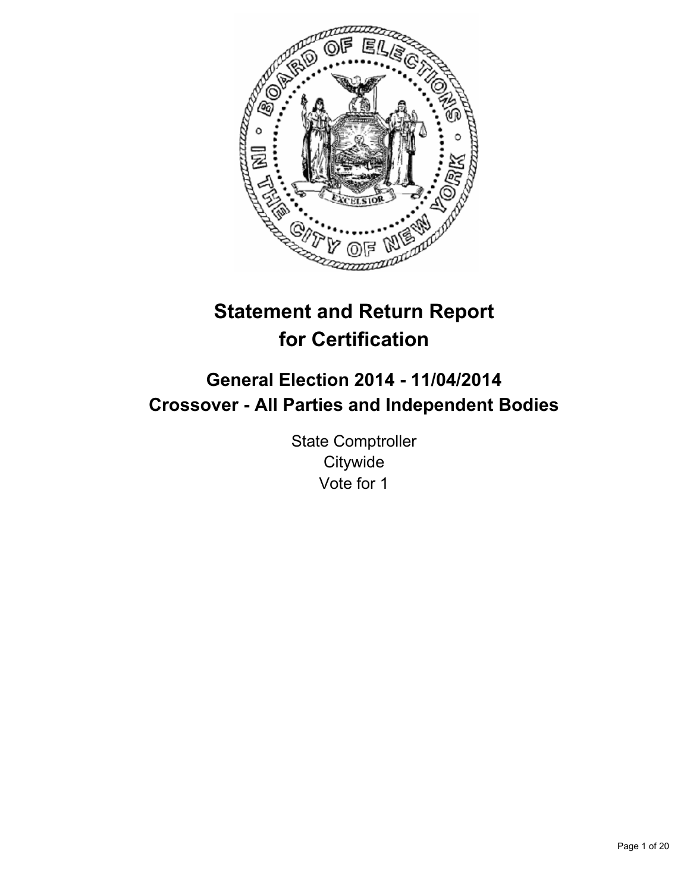# Statement and Return Report for Certification

## General Election 2014 - 11/04/2014
## Crossover - All Parties and Independent Bodies

State Comptroller
Citywide
Vote for 1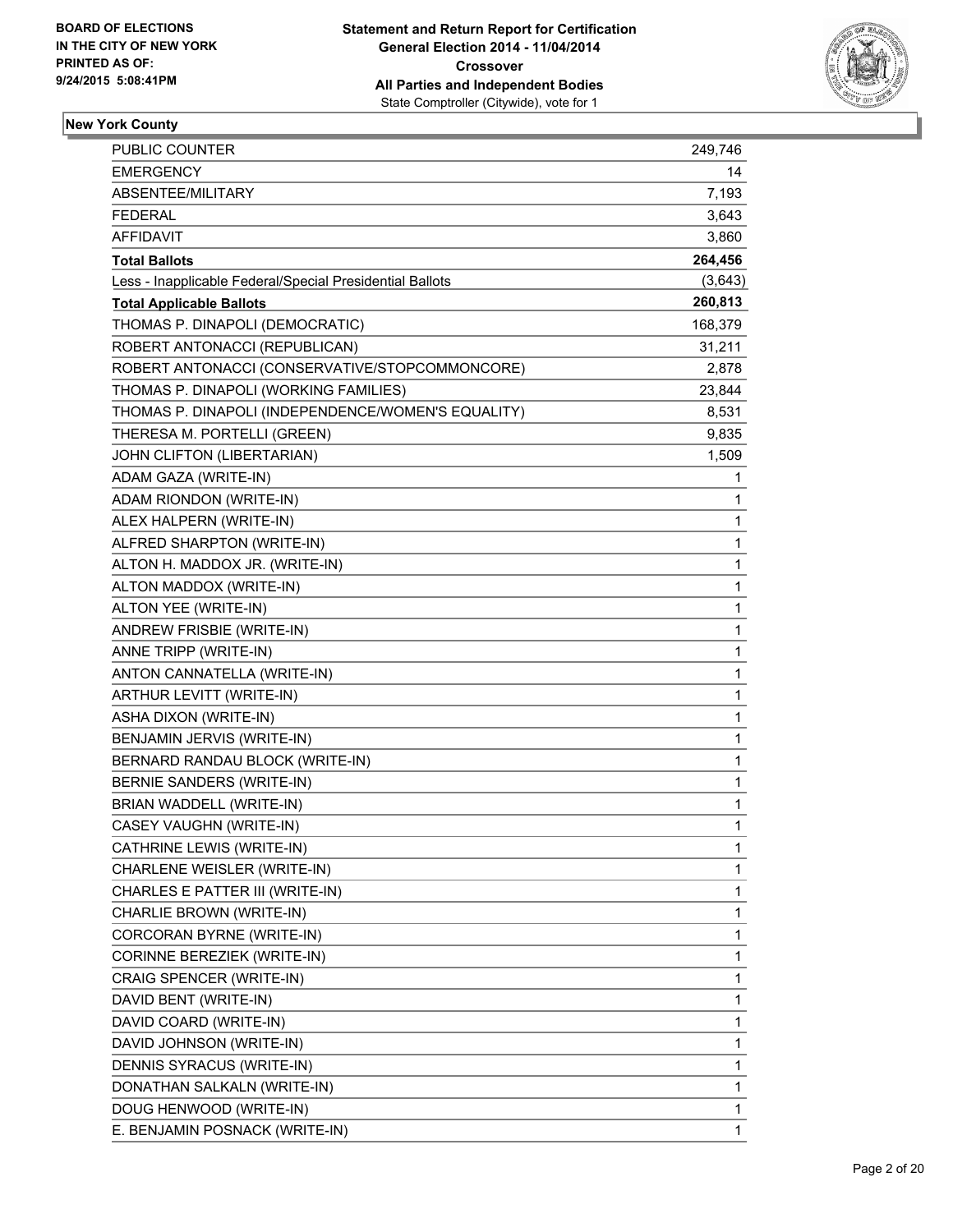**BOARD OF ELECTIONS IN THE CITY OF NEW YORK PRINTED AS OF: 9/24/2015 5:08:41PM**

**Statement and Return Report for Certification**
**General Election 2014 - 11/04/2014**
**Crossover**
**All Parties and Independent Bodies**
State Comptroller (Citywide), vote for 1

**New York County**

| | |
|---|---|
| PUBLIC COUNTER | 249,746 |
| EMERGENCY | 14 |
| ABSENTEE/MILITARY | 7,193 |
| FEDERAL | 3,643 |
| AFFIDAVIT | 3,860 |
| **Total Ballots** | **264,456** |
| Less - Inapplicable Federal/Special Presidential Ballots | (3,643) |
| **Total Applicable Ballots** | **260,813** |
| THOMAS P. DINAPOLI (DEMOCRATIC) | 168,379 |
| ROBERT ANTONACCI (REPUBLICAN) | 31,211 |
| ROBERT ANTONACCI (CONSERVATIVE/STOPCOMMONCORE) | 2,878 |
| THOMAS P. DINAPOLI (WORKING FAMILIES) | 23,844 |
| THOMAS P. DINAPOLI (INDEPENDENCE/WOMEN'S EQUALITY) | 8,531 |
| THERESA M. PORTELLI (GREEN) | 9,835 |
| JOHN CLIFTON (LIBERTARIAN) | 1,509 |
| ADAM GAZA (WRITE-IN) | 1 |
| ADAM RIONDON (WRITE-IN) | 1 |
| ALEX HALPERN (WRITE-IN) | 1 |
| ALFRED SHARPTON (WRITE-IN) | 1 |
| ALTON H. MADDOX JR. (WRITE-IN) | 1 |
| ALTON MADDOX (WRITE-IN) | 1 |
| ALTON YEE (WRITE-IN) | 1 |
| ANDREW FRISBIE (WRITE-IN) | 1 |
| ANNE TRIPP (WRITE-IN) | 1 |
| ANTON CANNATELLA (WRITE-IN) | 1 |
| ARTHUR LEVITT (WRITE-IN) | 1 |
| ASHA DIXON (WRITE-IN) | 1 |
| BENJAMIN JERVIS (WRITE-IN) | 1 |
| BERNARD RANDAU BLOCK (WRITE-IN) | 1 |
| BERNIE SANDERS (WRITE-IN) | 1 |
| BRIAN WADDELL (WRITE-IN) | 1 |
| CASEY VAUGHN (WRITE-IN) | 1 |
| CATHRINE LEWIS (WRITE-IN) | 1 |
| CHARLENE WEISLER (WRITE-IN) | 1 |
| CHARLES E PATTER III (WRITE-IN) | 1 |
| CHARLIE BROWN (WRITE-IN) | 1 |
| CORCORAN BYRNE (WRITE-IN) | 1 |
| CORINNE BEREZIEK (WRITE-IN) | 1 |
| CRAIG SPENCER (WRITE-IN) | 1 |
| DAVID BENT (WRITE-IN) | 1 |
| DAVID COARD (WRITE-IN) | 1 |
| DAVID JOHNSON (WRITE-IN) | 1 |
| DENNIS SYRACUS (WRITE-IN) | 1 |
| DONATHAN SALKALN (WRITE-IN) | 1 |
| DOUG HENWOOD (WRITE-IN) | 1 |
| E. BENJAMIN POSNACK (WRITE-IN) | 1 |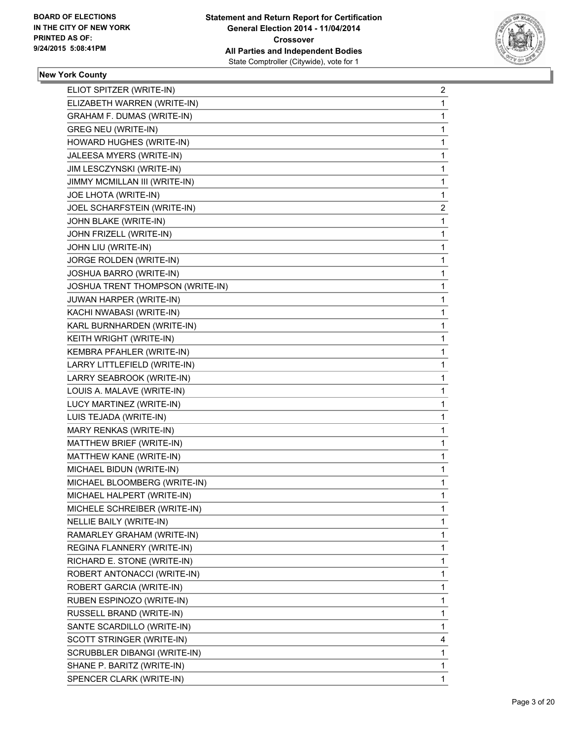**BOARD OF ELECTIONS IN THE CITY OF NEW YORK PRINTED AS OF: 9/24/2015 5:08:41PM**

**Statement and Return Report for Certification General Election 2014 - 11/04/2014 Crossover All Parties and Independent Bodies**
State Comptroller (Citywide), vote for 1

**New York County**

| | |
|---|---|
| ELIOT SPITZER (WRITE-IN) | 2 |
| ELIZABETH WARREN (WRITE-IN) | 1 |
| GRAHAM F. DUMAS (WRITE-IN) | 1 |
| GREG NEU (WRITE-IN) | 1 |
| HOWARD HUGHES (WRITE-IN) | 1 |
| JALEESA MYERS (WRITE-IN) | 1 |
| JIM LESCZYNSKI (WRITE-IN) | 1 |
| JIMMY MCMILLAN III (WRITE-IN) | 1 |
| JOE LHOTA (WRITE-IN) | 1 |
| JOEL SCHARFSTEIN (WRITE-IN) | 2 |
| JOHN BLAKE (WRITE-IN) | 1 |
| JOHN FRIZELL (WRITE-IN) | 1 |
| JOHN LIU (WRITE-IN) | 1 |
| JORGE ROLDEN (WRITE-IN) | 1 |
| JOSHUA BARRO (WRITE-IN) | 1 |
| JOSHUA TRENT THOMPSON (WRITE-IN) | 1 |
| JUWAN HARPER (WRITE-IN) | 1 |
| KACHI NWABASI (WRITE-IN) | 1 |
| KARL BURNHARDEN (WRITE-IN) | 1 |
| KEITH WRIGHT (WRITE-IN) | 1 |
| KEMBRA PFAHLER (WRITE-IN) | 1 |
| LARRY LITTLEFIELD (WRITE-IN) | 1 |
| LARRY SEABROOK (WRITE-IN) | 1 |
| LOUIS A. MALAVE (WRITE-IN) | 1 |
| LUCY MARTINEZ (WRITE-IN) | 1 |
| LUIS TEJADA (WRITE-IN) | 1 |
| MARY RENKAS (WRITE-IN) | 1 |
| MATTHEW BRIEF (WRITE-IN) | 1 |
| MATTHEW KANE (WRITE-IN) | 1 |
| MICHAEL BIDUN (WRITE-IN) | 1 |
| MICHAEL BLOOMBERG (WRITE-IN) | 1 |
| MICHAEL HALPERT (WRITE-IN) | 1 |
| MICHELE SCHREIBER (WRITE-IN) | 1 |
| NELLIE BAILY (WRITE-IN) | 1 |
| RAMARLEY GRAHAM (WRITE-IN) | 1 |
| REGINA FLANNERY (WRITE-IN) | 1 |
| RICHARD E. STONE (WRITE-IN) | 1 |
| ROBERT ANTONACCI (WRITE-IN) | 1 |
| ROBERT GARCIA (WRITE-IN) | 1 |
| RUBEN ESPINOZO (WRITE-IN) | 1 |
| RUSSELL BRAND (WRITE-IN) | 1 |
| SANTE SCARDILLO (WRITE-IN) | 1 |
| SCOTT STRINGER (WRITE-IN) | 4 |
| SCRUBBLER DIBANGI (WRITE-IN) | 1 |
| SHANE P. BARITZ (WRITE-IN) | 1 |
| SPENCER CLARK (WRITE-IN) | 1 |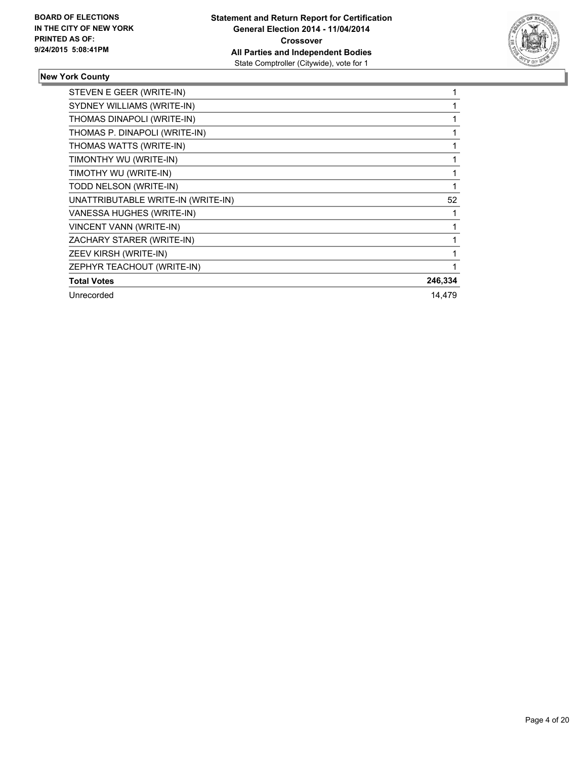**BOARD OF ELECTIONS IN THE CITY OF NEW YORK PRINTED AS OF: 9/24/2015 5:08:41PM**

**Statement and Return Report for Certification General Election 2014 - 11/04/2014 Crossover All Parties and Independent Bodies**
State Comptroller (Citywide), vote for 1

### New York County

| | |
|---|---|
| STEVEN E GEER (WRITE-IN) | 1 |
| SYDNEY WILLIAMS (WRITE-IN) | 1 |
| THOMAS DINAPOLI (WRITE-IN) | 1 |
| THOMAS P. DINAPOLI (WRITE-IN) | 1 |
| THOMAS WATTS (WRITE-IN) | 1 |
| TIMONTHY WU (WRITE-IN) | 1 |
| TIMOTHY WU (WRITE-IN) | 1 |
| TODD NELSON (WRITE-IN) | 1 |
| UNATTRIBUTABLE WRITE-IN (WRITE-IN) | 52 |
| VANESSA HUGHES (WRITE-IN) | 1 |
| VINCENT VANN (WRITE-IN) | 1 |
| ZACHARY STARER (WRITE-IN) | 1 |
| ZEEV KIRSH (WRITE-IN) | 1 |
| ZEPHYR TEACHOUT (WRITE-IN) | 1 |
| **Total Votes** | **246,334** |
| Unrecorded | 14,479 |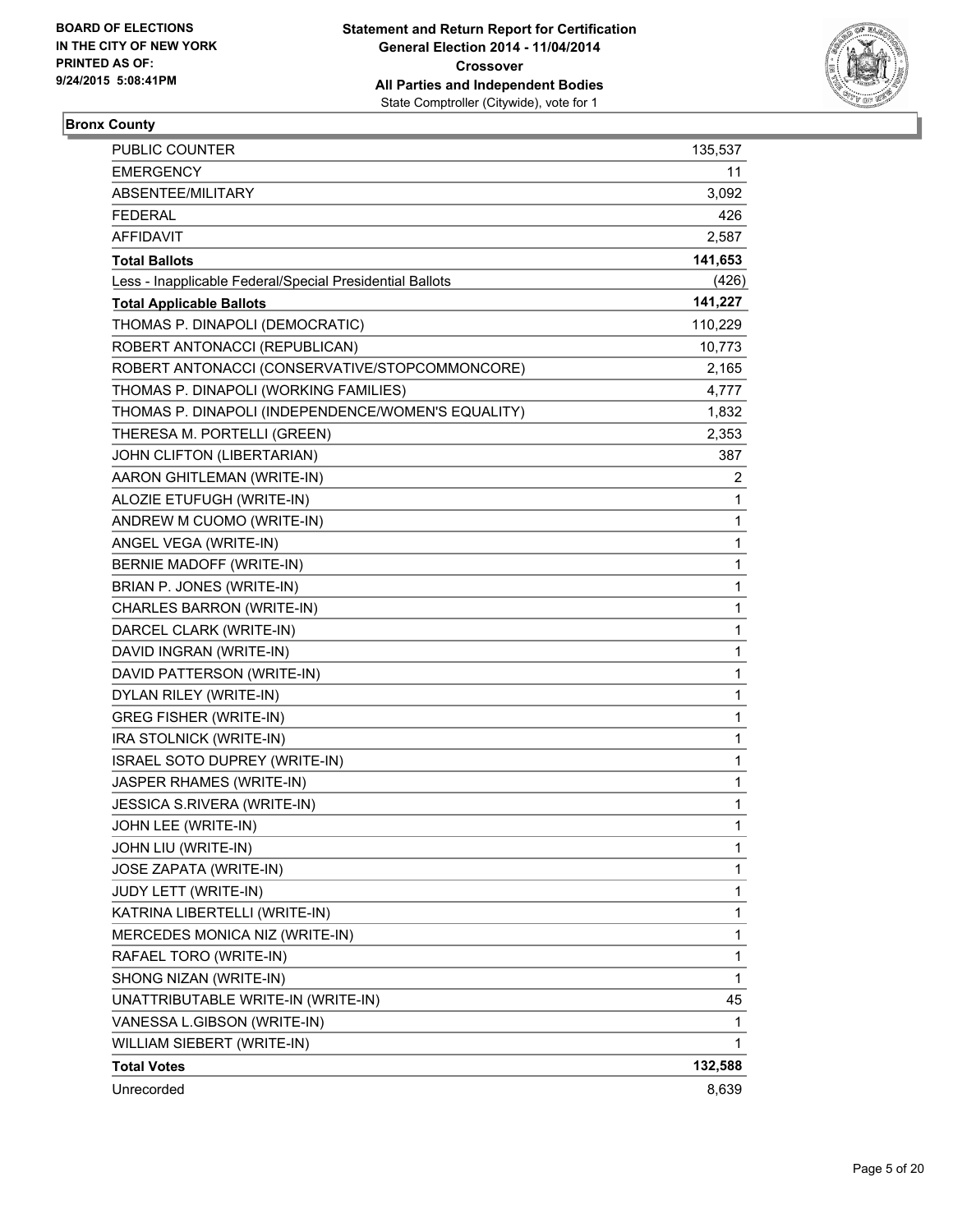BOARD OF ELECTIONS
IN THE CITY OF NEW YORK
PRINTED AS OF:
9/24/2015 5:08:41PM

**Statement and Return Report for Certification**
**General Election 2014 - 11/04/2014**
**Crossover**
**All Parties and Independent Bodies**
State Comptroller (Citywide), vote for 1

**Bronx County**

| | |
|---|---|
| PUBLIC COUNTER | 135,537 |
| EMERGENCY | 11 |
| ABSENTEE/MILITARY | 3,092 |
| FEDERAL | 426 |
| AFFIDAVIT | 2,587 |
| **Total Ballots** | **141,653** |
| Less - Inapplicable Federal/Special Presidential Ballots | (426) |
| **Total Applicable Ballots** | **141,227** |
| THOMAS P. DINAPOLI (DEMOCRATIC) | 110,229 |
| ROBERT ANTONACCI (REPUBLICAN) | 10,773 |
| ROBERT ANTONACCI (CONSERVATIVE/STOPCOMMONCORE) | 2,165 |
| THOMAS P. DINAPOLI (WORKING FAMILIES) | 4,777 |
| THOMAS P. DINAPOLI (INDEPENDENCE/WOMEN'S EQUALITY) | 1,832 |
| THERESA M. PORTELLI (GREEN) | 2,353 |
| JOHN CLIFTON (LIBERTARIAN) | 387 |
| AARON GHITLEMAN (WRITE-IN) | 2 |
| ALOZIE ETUFUGH (WRITE-IN) | 1 |
| ANDREW M CUOMO (WRITE-IN) | 1 |
| ANGEL VEGA (WRITE-IN) | 1 |
| BERNIE MADOFF (WRITE-IN) | 1 |
| BRIAN P. JONES (WRITE-IN) | 1 |
| CHARLES BARRON (WRITE-IN) | 1 |
| DARCEL CLARK (WRITE-IN) | 1 |
| DAVID INGRAN (WRITE-IN) | 1 |
| DAVID PATTERSON (WRITE-IN) | 1 |
| DYLAN RILEY (WRITE-IN) | 1 |
| GREG FISHER (WRITE-IN) | 1 |
| IRA STOLNICK (WRITE-IN) | 1 |
| ISRAEL SOTO DUPREY (WRITE-IN) | 1 |
| JASPER RHAMES (WRITE-IN) | 1 |
| JESSICA S.RIVERA (WRITE-IN) | 1 |
| JOHN LEE (WRITE-IN) | 1 |
| JOHN LIU (WRITE-IN) | 1 |
| JOSE ZAPATA (WRITE-IN) | 1 |
| JUDY LETT (WRITE-IN) | 1 |
| KATRINA LIBERTELLI (WRITE-IN) | 1 |
| MERCEDES MONICA NIZ (WRITE-IN) | 1 |
| RAFAEL TORO (WRITE-IN) | 1 |
| SHONG NIZAN (WRITE-IN) | 1 |
| UNATTRIBUTABLE WRITE-IN (WRITE-IN) | 45 |
| VANESSA L.GIBSON (WRITE-IN) | 1 |
| WILLIAM SIEBERT (WRITE-IN) | 1 |
| **Total Votes** | **132,588** |
| Unrecorded | 8,639 |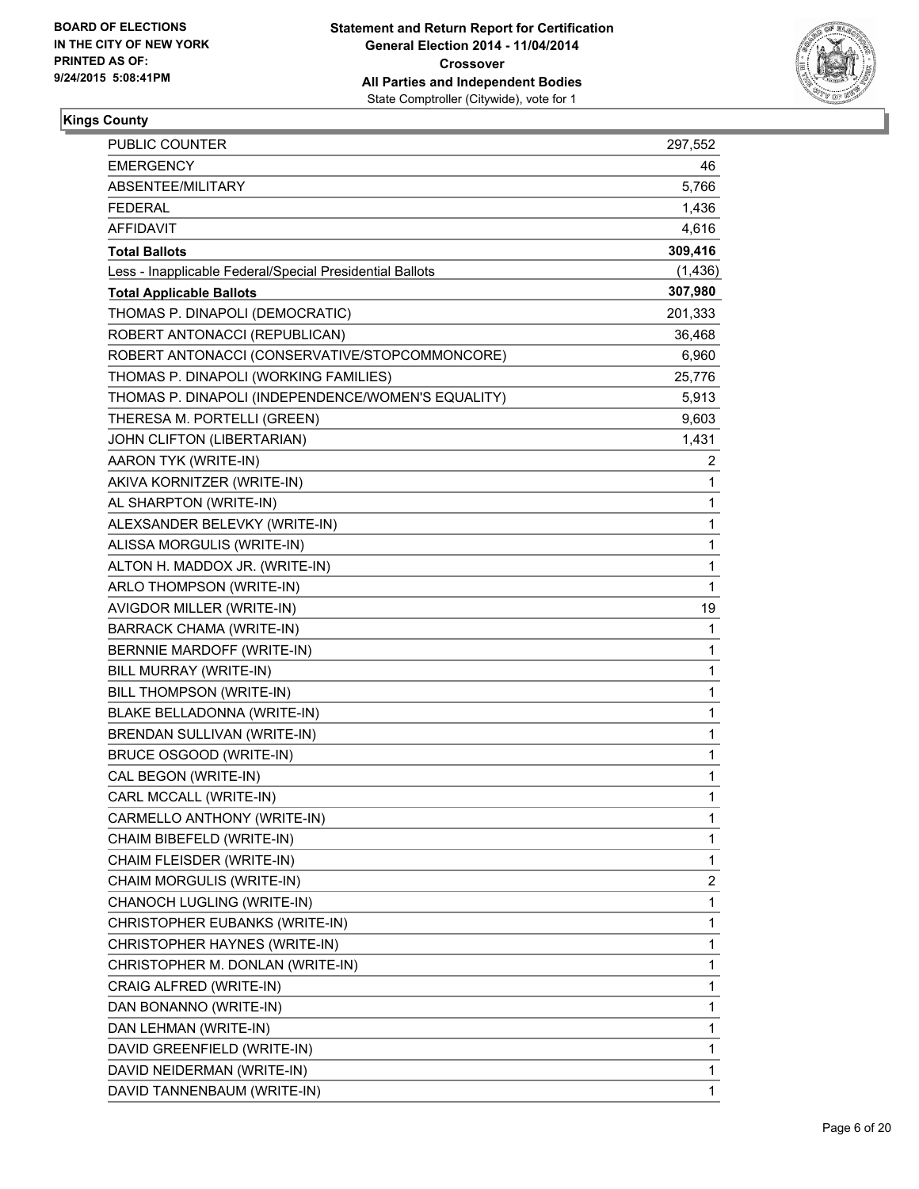**BOARD OF ELECTIONS IN THE CITY OF NEW YORK PRINTED AS OF: 9/24/2015 5:08:41PM**

**Statement and Return Report for Certification General Election 2014 - 11/04/2014 Crossover All Parties and Independent Bodies**
State Comptroller (Citywide), vote for 1

**Kings County**

| | |
|---|---|
| PUBLIC COUNTER | 297,552 |
| EMERGENCY | 46 |
| ABSENTEE/MILITARY | 5,766 |
| FEDERAL | 1,436 |
| AFFIDAVIT | 4,616 |
| **Total Ballots** | **309,416** |
| Less - Inapplicable Federal/Special Presidential Ballots | (1,436) |
| **Total Applicable Ballots** | **307,980** |
| THOMAS P. DINAPOLI (DEMOCRATIC) | 201,333 |
| ROBERT ANTONACCI (REPUBLICAN) | 36,468 |
| ROBERT ANTONACCI (CONSERVATIVE/STOPCOMMONCORE) | 6,960 |
| THOMAS P. DINAPOLI (WORKING FAMILIES) | 25,776 |
| THOMAS P. DINAPOLI (INDEPENDENCE/WOMEN'S EQUALITY) | 5,913 |
| THERESA M. PORTELLI (GREEN) | 9,603 |
| JOHN CLIFTON (LIBERTARIAN) | 1,431 |
| AARON TYK (WRITE-IN) | 2 |
| AKIVA KORNITZER (WRITE-IN) | 1 |
| AL SHARPTON (WRITE-IN) | 1 |
| ALEXSANDER BELEVKY (WRITE-IN) | 1 |
| ALISSA MORGULIS (WRITE-IN) | 1 |
| ALTON H. MADDOX JR. (WRITE-IN) | 1 |
| ARLO THOMPSON (WRITE-IN) | 1 |
| AVIGDOR MILLER (WRITE-IN) | 19 |
| BARRACK CHAMA (WRITE-IN) | 1 |
| BERNNIE MARDOFF (WRITE-IN) | 1 |
| BILL MURRAY (WRITE-IN) | 1 |
| BILL THOMPSON (WRITE-IN) | 1 |
| BLAKE BELLADONNA (WRITE-IN) | 1 |
| BRENDAN SULLIVAN (WRITE-IN) | 1 |
| BRUCE OSGOOD (WRITE-IN) | 1 |
| CAL BEGON (WRITE-IN) | 1 |
| CARL MCCALL (WRITE-IN) | 1 |
| CARMELLO ANTHONY (WRITE-IN) | 1 |
| CHAIM BIBEFELD (WRITE-IN) | 1 |
| CHAIM FLEISDER (WRITE-IN) | 1 |
| CHAIM MORGULIS (WRITE-IN) | 2 |
| CHANOCH LUGLING (WRITE-IN) | 1 |
| CHRISTOPHER EUBANKS (WRITE-IN) | 1 |
| CHRISTOPHER HAYNES (WRITE-IN) | 1 |
| CHRISTOPHER M. DONLAN (WRITE-IN) | 1 |
| CRAIG ALFRED (WRITE-IN) | 1 |
| DAN BONANNO (WRITE-IN) | 1 |
| DAN LEHMAN (WRITE-IN) | 1 |
| DAVID GREENFIELD (WRITE-IN) | 1 |
| DAVID NEIDERMAN (WRITE-IN) | 1 |
| DAVID TANNENBAUM (WRITE-IN) | 1 |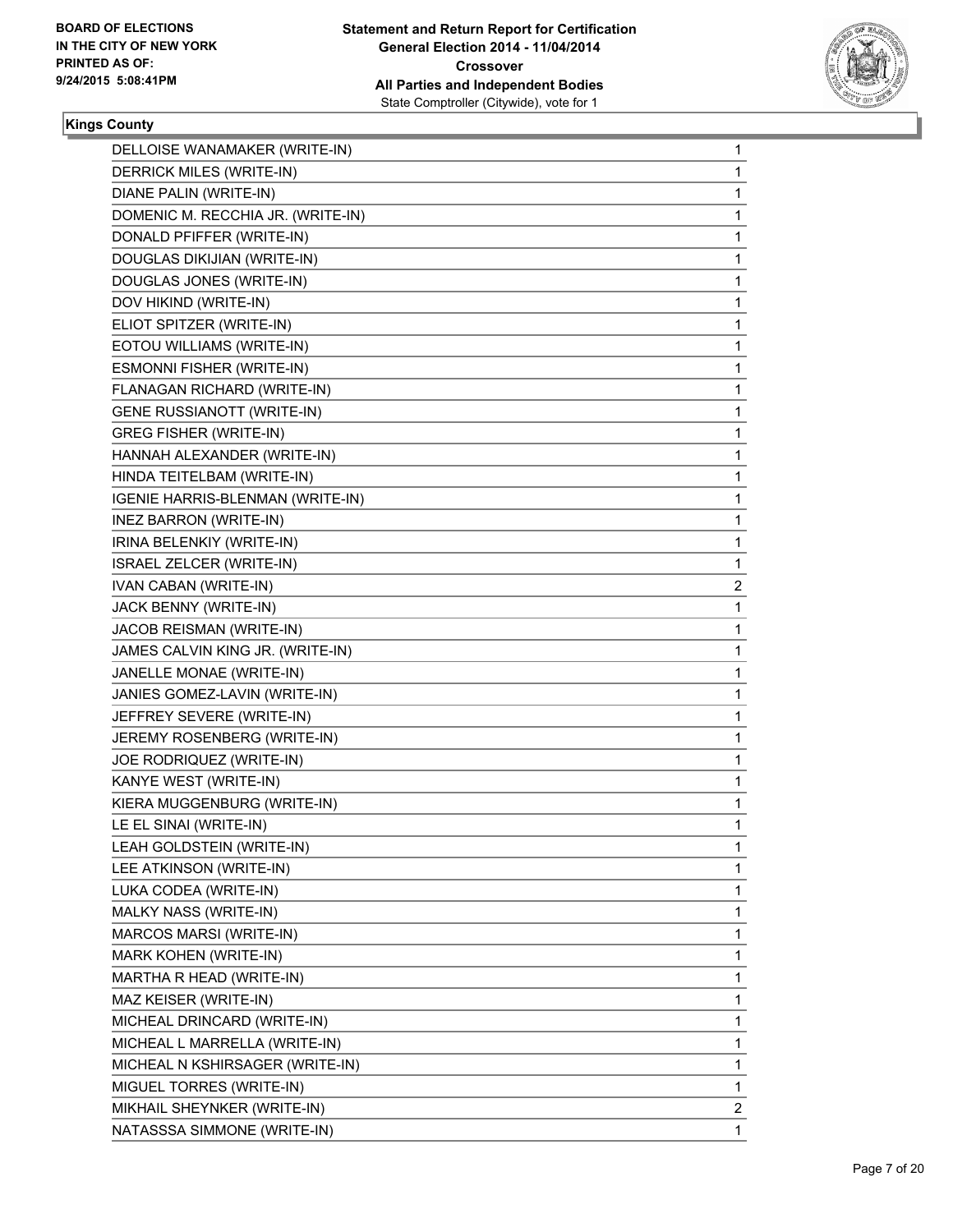**Kings County**

| | |
|---|---|
| DELLOISE WANAMAKER (WRITE-IN) | 1 |
| DERRICK MILES (WRITE-IN) | 1 |
| DIANE PALIN (WRITE-IN) | 1 |
| DOMENIC M. RECCHIA JR. (WRITE-IN) | 1 |
| DONALD PFIFFER (WRITE-IN) | 1 |
| DOUGLAS DIKIJIAN (WRITE-IN) | 1 |
| DOUGLAS JONES (WRITE-IN) | 1 |
| DOV HIKIND (WRITE-IN) | 1 |
| ELIOT SPITZER (WRITE-IN) | 1 |
| EOTOU WILLIAMS (WRITE-IN) | 1 |
| ESMONNI FISHER (WRITE-IN) | 1 |
| FLANAGAN RICHARD (WRITE-IN) | 1 |
| GENE RUSSIANOTT (WRITE-IN) | 1 |
| GREG FISHER (WRITE-IN) | 1 |
| HANNAH ALEXANDER (WRITE-IN) | 1 |
| HINDA TEITELBAM (WRITE-IN) | 1 |
| IGENIE HARRIS-BLENMAN (WRITE-IN) | 1 |
| INEZ BARRON (WRITE-IN) | 1 |
| IRINA BELENKIY (WRITE-IN) | 1 |
| ISRAEL ZELCER (WRITE-IN) | 1 |
| IVAN CABAN (WRITE-IN) | 2 |
| JACK BENNY (WRITE-IN) | 1 |
| JACOB REISMAN (WRITE-IN) | 1 |
| JAMES CALVIN KING JR. (WRITE-IN) | 1 |
| JANELLE MONAE (WRITE-IN) | 1 |
| JANIES GOMEZ-LAVIN (WRITE-IN) | 1 |
| JEFFREY SEVERE (WRITE-IN) | 1 |
| JEREMY ROSENBERG (WRITE-IN) | 1 |
| JOE RODRIQUEZ (WRITE-IN) | 1 |
| KANYE WEST (WRITE-IN) | 1 |
| KIERA MUGGENBURG (WRITE-IN) | 1 |
| LE EL SINAI (WRITE-IN) | 1 |
| LEAH GOLDSTEIN (WRITE-IN) | 1 |
| LEE ATKINSON (WRITE-IN) | 1 |
| LUKA CODEA (WRITE-IN) | 1 |
| MALKY NASS (WRITE-IN) | 1 |
| MARCOS MARSI (WRITE-IN) | 1 |
| MARK KOHEN (WRITE-IN) | 1 |
| MARTHA R HEAD (WRITE-IN) | 1 |
| MAZ KEISER (WRITE-IN) | 1 |
| MICHEAL DRINCARD (WRITE-IN) | 1 |
| MICHEAL L MARRELLA (WRITE-IN) | 1 |
| MICHEAL N KSHIRSAGER (WRITE-IN) | 1 |
| MIGUEL TORRES (WRITE-IN) | 1 |
| MIKHAIL SHEYNKER (WRITE-IN) | 2 |
| NATASSSA SIMMONE (WRITE-IN) | 1 |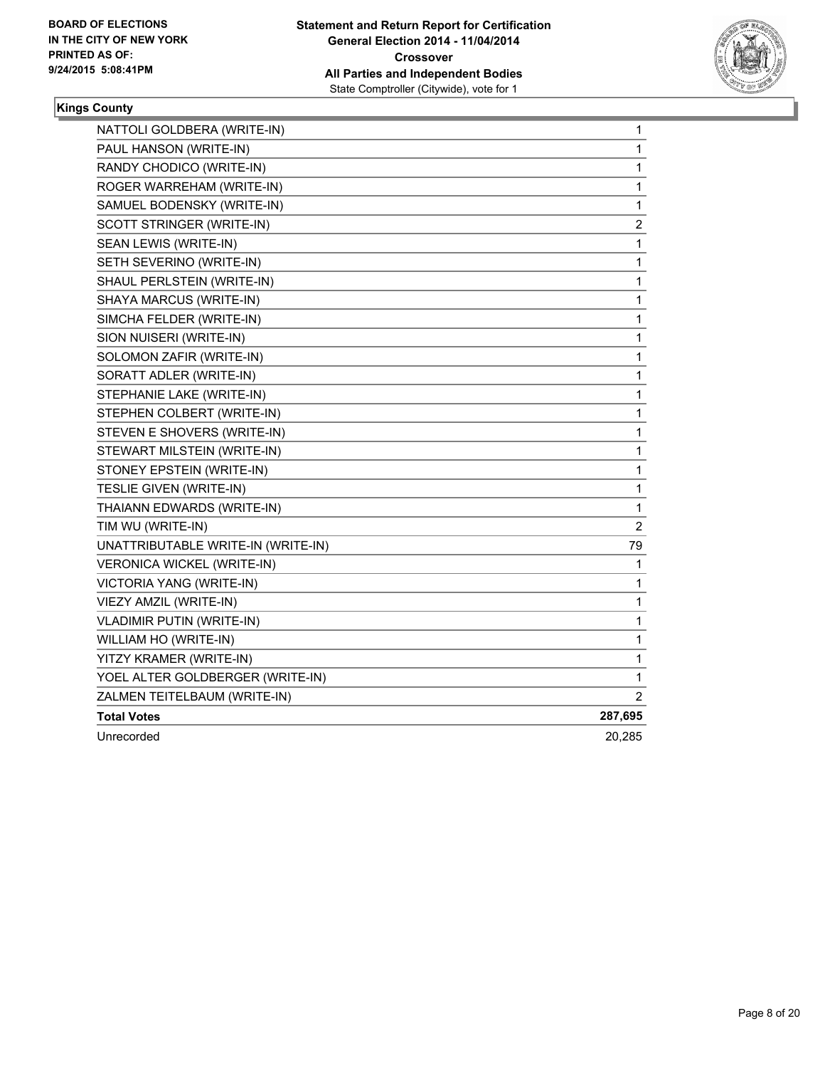BOARD OF ELECTIONS
IN THE CITY OF NEW YORK
PRINTED AS OF:
9/24/2015 5:08:41PM

**Statement and Return Report for Certification**
**General Election 2014 - 11/04/2014**
**Crossover**
**All Parties and Independent Bodies**
State Comptroller (Citywide), vote for 1

### Kings County

| | |
|---|---|
| NATTOLI GOLDBERA (WRITE-IN) | 1 |
| PAUL HANSON (WRITE-IN) | 1 |
| RANDY CHODICO (WRITE-IN) | 1 |
| ROGER WARREHAM (WRITE-IN) | 1 |
| SAMUEL BODENSKY (WRITE-IN) | 1 |
| SCOTT STRINGER (WRITE-IN) | 2 |
| SEAN LEWIS (WRITE-IN) | 1 |
| SETH SEVERINO (WRITE-IN) | 1 |
| SHAUL PERLSTEIN (WRITE-IN) | 1 |
| SHAYA MARCUS (WRITE-IN) | 1 |
| SIMCHA FELDER (WRITE-IN) | 1 |
| SION NUISERI (WRITE-IN) | 1 |
| SOLOMON ZAFIR (WRITE-IN) | 1 |
| SORATT ADLER (WRITE-IN) | 1 |
| STEPHANIE LAKE (WRITE-IN) | 1 |
| STEPHEN COLBERT (WRITE-IN) | 1 |
| STEVEN E SHOVERS (WRITE-IN) | 1 |
| STEWART MILSTEIN (WRITE-IN) | 1 |
| STONEY EPSTEIN (WRITE-IN) | 1 |
| TESLIE GIVEN (WRITE-IN) | 1 |
| THAIANN EDWARDS (WRITE-IN) | 1 |
| TIM WU (WRITE-IN) | 2 |
| UNATTRIBUTABLE WRITE-IN (WRITE-IN) | 79 |
| VERONICA WICKEL (WRITE-IN) | 1 |
| VICTORIA YANG (WRITE-IN) | 1 |
| VIEZY AMZIL (WRITE-IN) | 1 |
| VLADIMIR PUTIN (WRITE-IN) | 1 |
| WILLIAM HO (WRITE-IN) | 1 |
| YITZY KRAMER (WRITE-IN) | 1 |
| YOEL ALTER GOLDBERGER (WRITE-IN) | 1 |
| ZALMEN TEITELBAUM (WRITE-IN) | 2 |
| **Total Votes** | **287,695** |
| Unrecorded | 20,285 |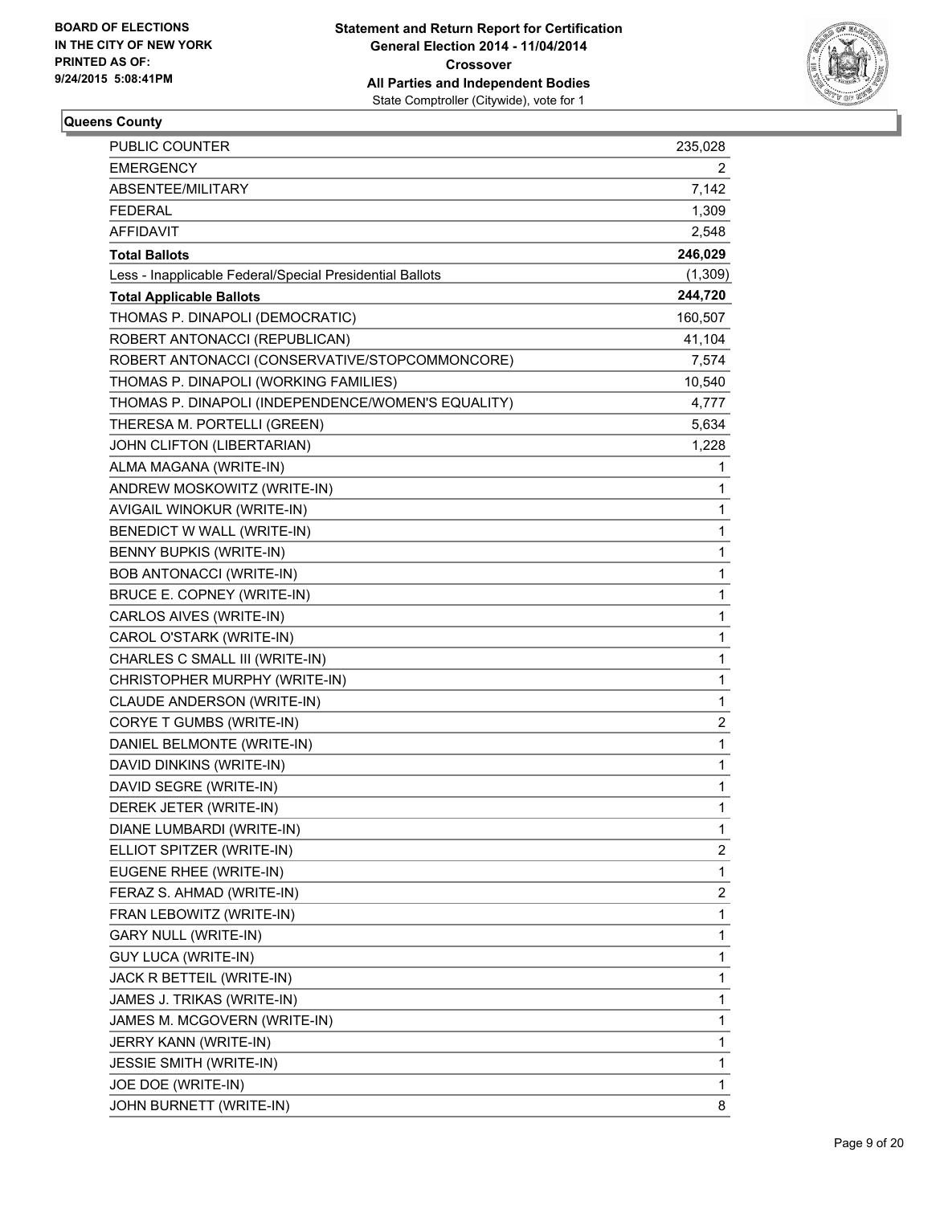**BOARD OF ELECTIONS IN THE CITY OF NEW YORK PRINTED AS OF: 9/24/2015 5:08:41PM**

**Statement and Return Report for Certification**
**General Election 2014 - 11/04/2014**
**Crossover**
**All Parties and Independent Bodies**
State Comptroller (Citywide), vote for 1

## Queens County

| | |
|---|---|
| PUBLIC COUNTER | 235,028 |
| EMERGENCY | 2 |
| ABSENTEE/MILITARY | 7,142 |
| FEDERAL | 1,309 |
| AFFIDAVIT | 2,548 |
| **Total Ballots** | **246,029** |
| Less - Inapplicable Federal/Special Presidential Ballots | (1,309) |
| **Total Applicable Ballots** | **244,720** |
| THOMAS P. DINAPOLI (DEMOCRATIC) | 160,507 |
| ROBERT ANTONACCI (REPUBLICAN) | 41,104 |
| ROBERT ANTONACCI (CONSERVATIVE/STOPCOMMONCORE) | 7,574 |
| THOMAS P. DINAPOLI (WORKING FAMILIES) | 10,540 |
| THOMAS P. DINAPOLI (INDEPENDENCE/WOMEN'S EQUALITY) | 4,777 |
| THERESA M. PORTELLI (GREEN) | 5,634 |
| JOHN CLIFTON (LIBERTARIAN) | 1,228 |
| ALMA MAGANA (WRITE-IN) | 1 |
| ANDREW MOSKOWITZ (WRITE-IN) | 1 |
| AVIGAIL WINOKUR (WRITE-IN) | 1 |
| BENEDICT W WALL (WRITE-IN) | 1 |
| BENNY BUPKIS (WRITE-IN) | 1 |
| BOB ANTONACCI (WRITE-IN) | 1 |
| BRUCE E. COPNEY (WRITE-IN) | 1 |
| CARLOS AIVES (WRITE-IN) | 1 |
| CAROL O'STARK (WRITE-IN) | 1 |
| CHARLES C SMALL III (WRITE-IN) | 1 |
| CHRISTOPHER MURPHY (WRITE-IN) | 1 |
| CLAUDE ANDERSON (WRITE-IN) | 1 |
| CORYE T GUMBS (WRITE-IN) | 2 |
| DANIEL BELMONTE (WRITE-IN) | 1 |
| DAVID DINKINS (WRITE-IN) | 1 |
| DAVID SEGRE (WRITE-IN) | 1 |
| DEREK JETER (WRITE-IN) | 1 |
| DIANE LUMBARDI (WRITE-IN) | 1 |
| ELLIOT SPITZER (WRITE-IN) | 2 |
| EUGENE RHEE (WRITE-IN) | 1 |
| FERAZ S. AHMAD (WRITE-IN) | 2 |
| FRAN LEBOWITZ (WRITE-IN) | 1 |
| GARY NULL (WRITE-IN) | 1 |
| GUY LUCA (WRITE-IN) | 1 |
| JACK R BETTEIL (WRITE-IN) | 1 |
| JAMES J. TRIKAS (WRITE-IN) | 1 |
| JAMES M. MCGOVERN (WRITE-IN) | 1 |
| JERRY KANN (WRITE-IN) | 1 |
| JESSIE SMITH (WRITE-IN) | 1 |
| JOE DOE (WRITE-IN) | 1 |
| JOHN BURNETT (WRITE-IN) | 8 |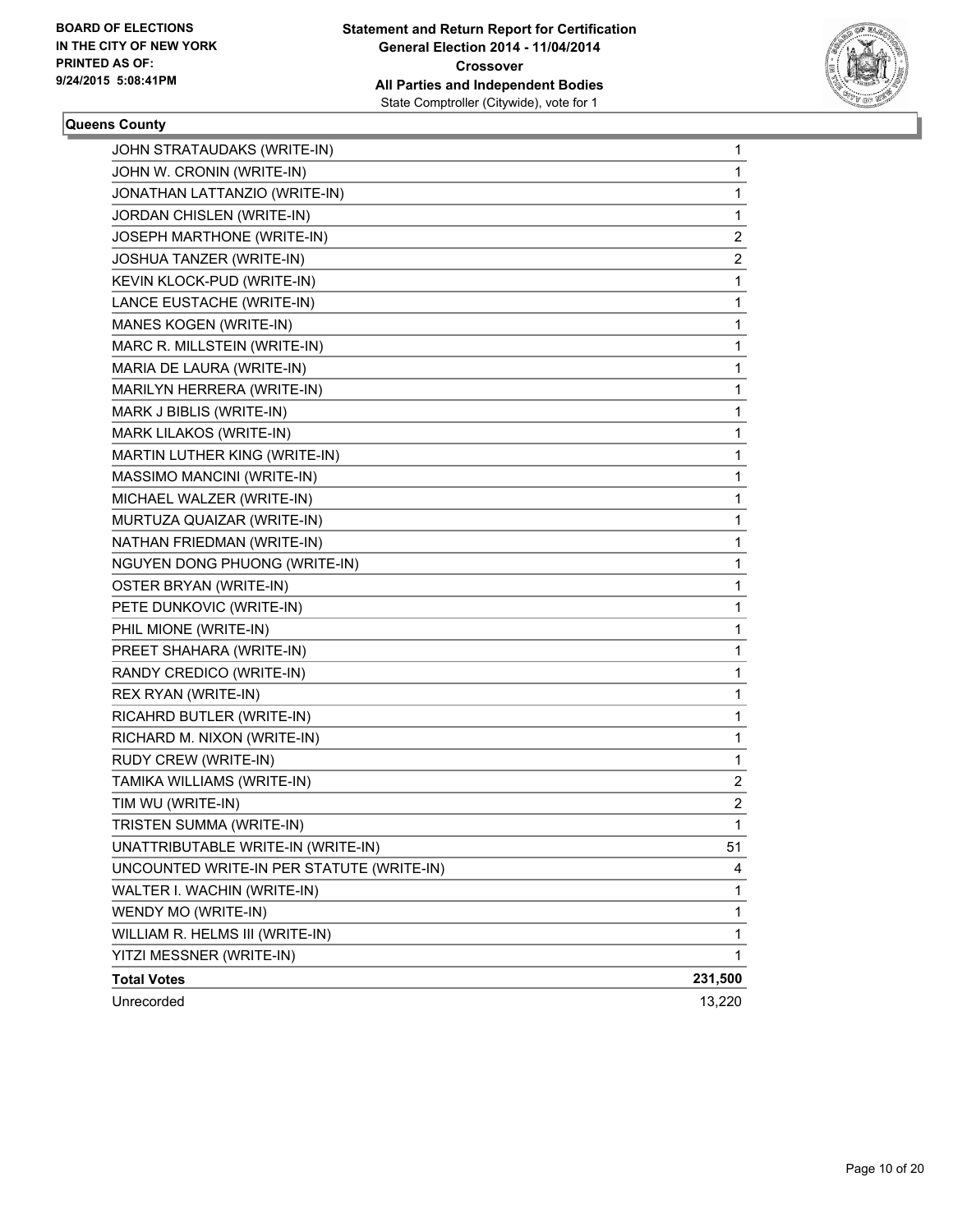**Statement and Return Report for Certification**
**General Election 2014 - 11/04/2014**
**Crossover**
**All Parties and Independent Bodies**
State Comptroller (Citywide), vote for 1

BOARD OF ELECTIONS
IN THE CITY OF NEW YORK
PRINTED AS OF:
9/24/2015 5:08:41PM

### Queens County

| | |
|---|---|
| JOHN STRATAUDAKS (WRITE-IN) | 1 |
| JOHN W. CRONIN (WRITE-IN) | 1 |
| JONATHAN LATTANZIO (WRITE-IN) | 1 |
| JORDAN CHISLEN (WRITE-IN) | 1 |
| JOSEPH MARTHONE (WRITE-IN) | 2 |
| JOSHUA TANZER (WRITE-IN) | 2 |
| KEVIN KLOCK-PUD (WRITE-IN) | 1 |
| LANCE EUSTACHE (WRITE-IN) | 1 |
| MANES KOGEN (WRITE-IN) | 1 |
| MARC R. MILLSTEIN (WRITE-IN) | 1 |
| MARIA DE LAURA (WRITE-IN) | 1 |
| MARILYN HERRERA (WRITE-IN) | 1 |
| MARK J BIBLIS (WRITE-IN) | 1 |
| MARK LILAKOS (WRITE-IN) | 1 |
| MARTIN LUTHER KING (WRITE-IN) | 1 |
| MASSIMO MANCINI (WRITE-IN) | 1 |
| MICHAEL WALZER (WRITE-IN) | 1 |
| MURTUZA QUAIZAR (WRITE-IN) | 1 |
| NATHAN FRIEDMAN (WRITE-IN) | 1 |
| NGUYEN DONG PHUONG (WRITE-IN) | 1 |
| OSTER BRYAN (WRITE-IN) | 1 |
| PETE DUNKOVIC (WRITE-IN) | 1 |
| PHIL MIONE (WRITE-IN) | 1 |
| PREET SHAHARA (WRITE-IN) | 1 |
| RANDY CREDICO (WRITE-IN) | 1 |
| REX RYAN (WRITE-IN) | 1 |
| RICAHRD BUTLER (WRITE-IN) | 1 |
| RICHARD M. NIXON (WRITE-IN) | 1 |
| RUDY CREW (WRITE-IN) | 1 |
| TAMIKA WILLIAMS (WRITE-IN) | 2 |
| TIM WU (WRITE-IN) | 2 |
| TRISTEN SUMMA (WRITE-IN) | 1 |
| UNATTRIBUTABLE WRITE-IN (WRITE-IN) | 51 |
| UNCOUNTED WRITE-IN PER STATUTE (WRITE-IN) | 4 |
| WALTER I. WACHIN (WRITE-IN) | 1 |
| WENDY MO (WRITE-IN) | 1 |
| WILLIAM R. HELMS III (WRITE-IN) | 1 |
| YITZI MESSNER (WRITE-IN) | 1 |
| **Total Votes** | **231,500** |
| Unrecorded | 13,220 |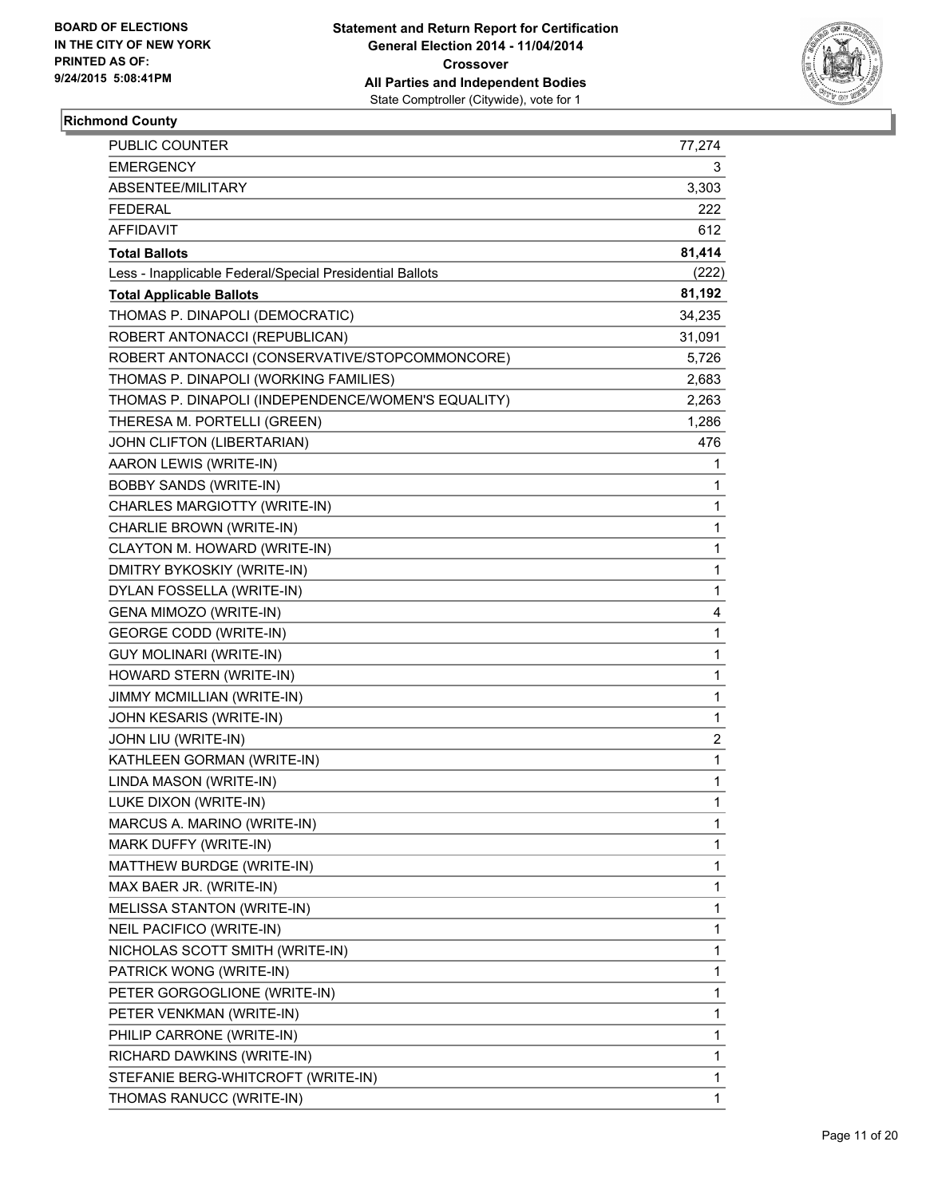BOARD OF ELECTIONS
IN THE CITY OF NEW YORK
PRINTED AS OF:
9/24/2015 5:08:41PM

**Statement and Return Report for Certification**
**General Election 2014 - 11/04/2014**
**Crossover**
**All Parties and Independent Bodies**
State Comptroller (Citywide), vote for 1

## Richmond County

| | |
|---|---|
| PUBLIC COUNTER | 77,274 |
| EMERGENCY | 3 |
| ABSENTEE/MILITARY | 3,303 |
| FEDERAL | 222 |
| AFFIDAVIT | 612 |
| **Total Ballots** | **81,414** |
| Less - Inapplicable Federal/Special Presidential Ballots | (222) |
| **Total Applicable Ballots** | **81,192** |
| THOMAS P. DINAPOLI (DEMOCRATIC) | 34,235 |
| ROBERT ANTONACCI (REPUBLICAN) | 31,091 |
| ROBERT ANTONACCI (CONSERVATIVE/STOPCOMMONCORE) | 5,726 |
| THOMAS P. DINAPOLI (WORKING FAMILIES) | 2,683 |
| THOMAS P. DINAPOLI (INDEPENDENCE/WOMEN'S EQUALITY) | 2,263 |
| THERESA M. PORTELLI (GREEN) | 1,286 |
| JOHN CLIFTON (LIBERTARIAN) | 476 |
| AARON LEWIS (WRITE-IN) | 1 |
| BOBBY SANDS (WRITE-IN) | 1 |
| CHARLES MARGIOTTY (WRITE-IN) | 1 |
| CHARLIE BROWN (WRITE-IN) | 1 |
| CLAYTON M. HOWARD (WRITE-IN) | 1 |
| DMITRY BYKOSKIY (WRITE-IN) | 1 |
| DYLAN FOSSELLA (WRITE-IN) | 1 |
| GENA MIMOZO (WRITE-IN) | 4 |
| GEORGE CODD (WRITE-IN) | 1 |
| GUY MOLINARI (WRITE-IN) | 1 |
| HOWARD STERN (WRITE-IN) | 1 |
| JIMMY MCMILLIAN (WRITE-IN) | 1 |
| JOHN KESARIS (WRITE-IN) | 1 |
| JOHN LIU (WRITE-IN) | 2 |
| KATHLEEN GORMAN (WRITE-IN) | 1 |
| LINDA MASON (WRITE-IN) | 1 |
| LUKE DIXON (WRITE-IN) | 1 |
| MARCUS A. MARINO (WRITE-IN) | 1 |
| MARK DUFFY (WRITE-IN) | 1 |
| MATTHEW BURDGE (WRITE-IN) | 1 |
| MAX BAER JR. (WRITE-IN) | 1 |
| MELISSA STANTON (WRITE-IN) | 1 |
| NEIL PACIFICO (WRITE-IN) | 1 |
| NICHOLAS SCOTT SMITH (WRITE-IN) | 1 |
| PATRICK WONG (WRITE-IN) | 1 |
| PETER GORGOGLIONE (WRITE-IN) | 1 |
| PETER VENKMAN (WRITE-IN) | 1 |
| PHILIP CARRONE (WRITE-IN) | 1 |
| RICHARD DAWKINS (WRITE-IN) | 1 |
| STEFANIE BERG-WHITCROFT (WRITE-IN) | 1 |
| THOMAS RANUCC (WRITE-IN) | 1 |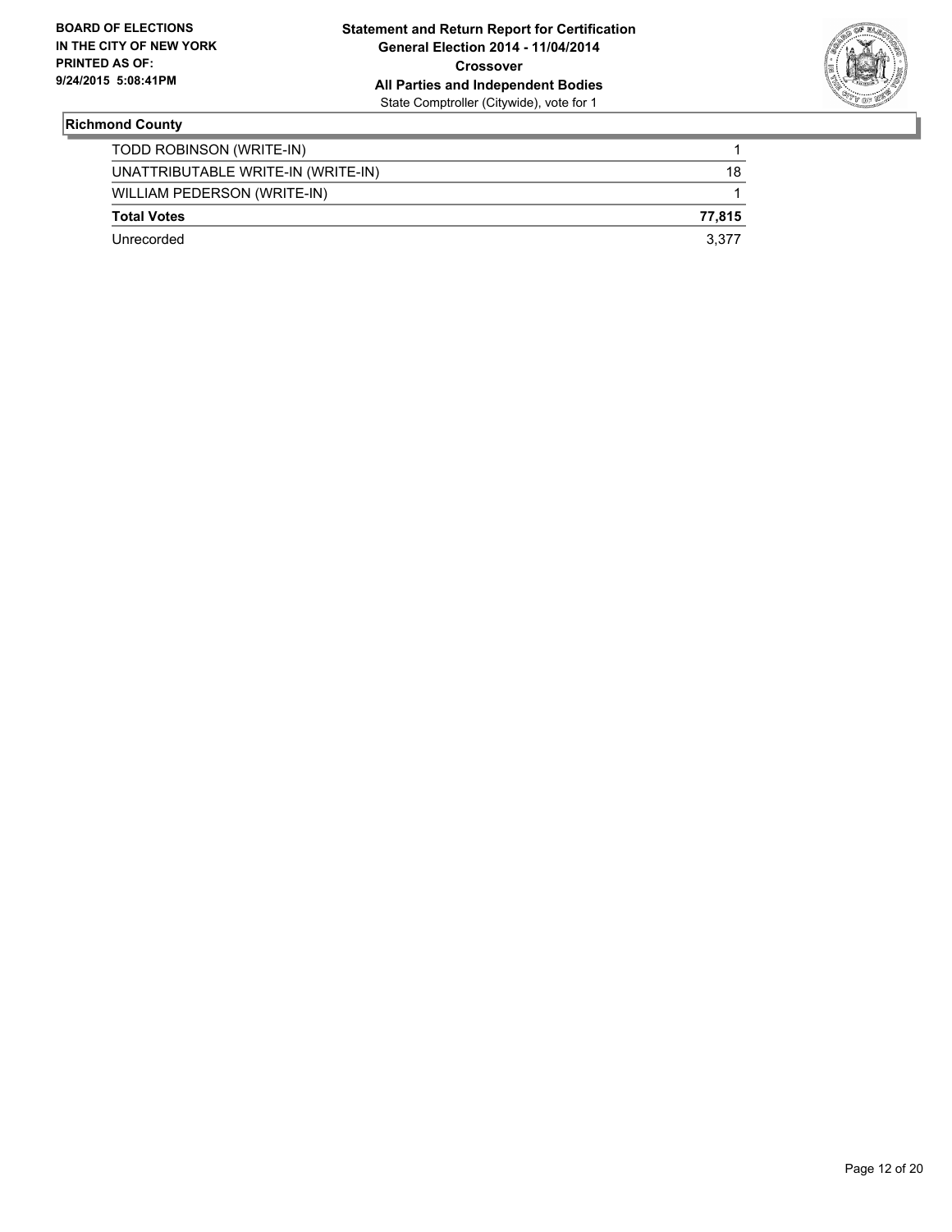**BOARD OF ELECTIONS IN THE CITY OF NEW YORK PRINTED AS OF: 9/24/2015 5:08:41PM**

**Statement and Return Report for Certification**
**General Election 2014 - 11/04/2014**
**Crossover**
**All Parties and Independent Bodies**
State Comptroller (Citywide), vote for 1

## Richmond County

| | |
|---|---|
| TODD ROBINSON (WRITE-IN) | 1 |
| UNATTRIBUTABLE WRITE-IN (WRITE-IN) | 18 |
| WILLIAM PEDERSON (WRITE-IN) | 1 |
| **Total Votes** | **77,815** |
| Unrecorded | 3,377 |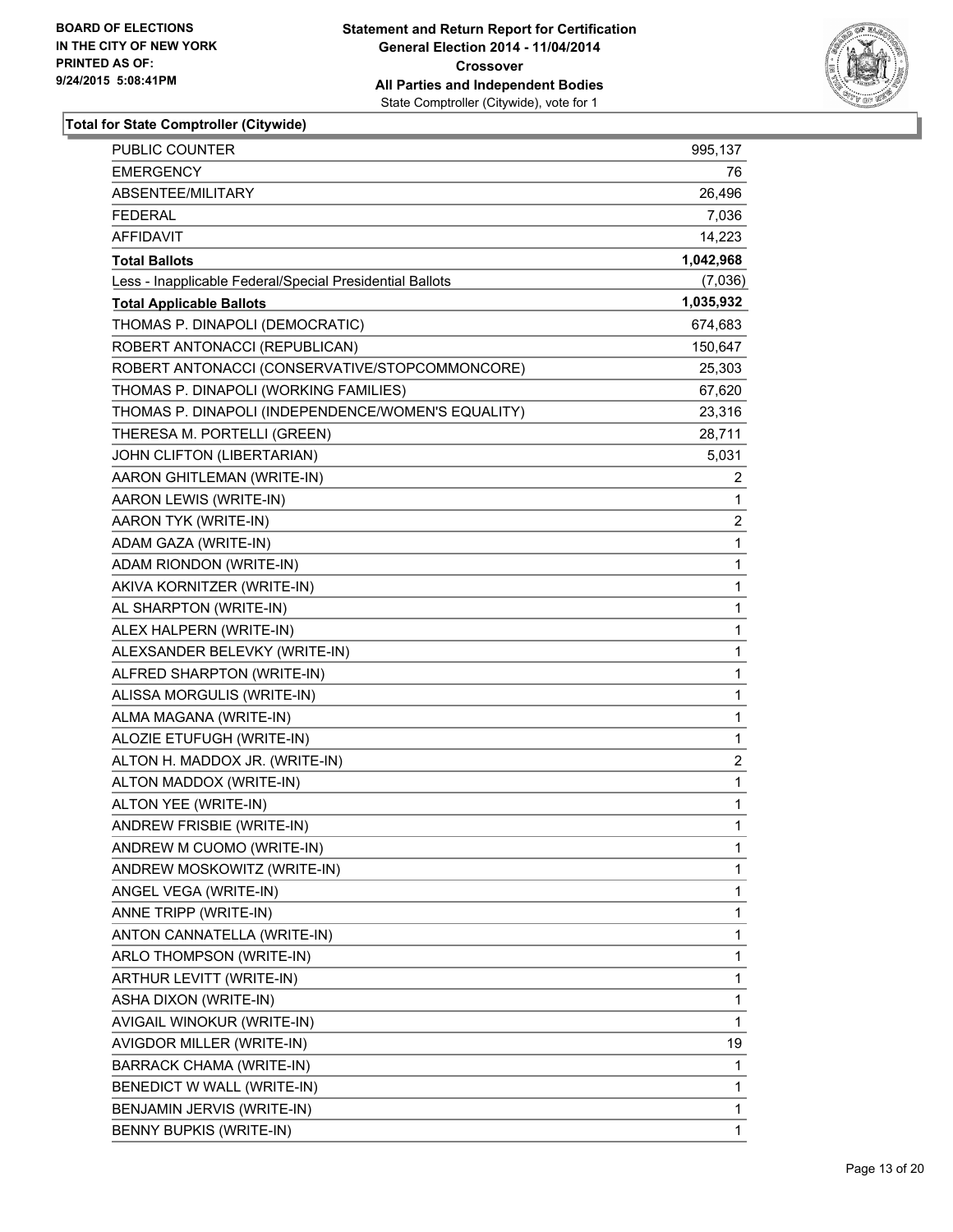BOARD OF ELECTIONS
IN THE CITY OF NEW YORK
PRINTED AS OF:
9/24/2015 5:08:41PM

**Statement and Return Report for Certification**
**General Election 2014 - 11/04/2014**
**Crossover**
**All Parties and Independent Bodies**
State Comptroller (Citywide), vote for 1

**Total for State Comptroller (Citywide)**

| | |
|---|---|
| PUBLIC COUNTER | 995,137 |
| EMERGENCY | 76 |
| ABSENTEE/MILITARY | 26,496 |
| FEDERAL | 7,036 |
| AFFIDAVIT | 14,223 |
| **Total Ballots** | **1,042,968** |
| Less - Inapplicable Federal/Special Presidential Ballots | (7,036) |
| **Total Applicable Ballots** | **1,035,932** |
| THOMAS P. DINAPOLI (DEMOCRATIC) | 674,683 |
| ROBERT ANTONACCI (REPUBLICAN) | 150,647 |
| ROBERT ANTONACCI (CONSERVATIVE/STOPCOMMONCORE) | 25,303 |
| THOMAS P. DINAPOLI (WORKING FAMILIES) | 67,620 |
| THOMAS P. DINAPOLI (INDEPENDENCE/WOMEN'S EQUALITY) | 23,316 |
| THERESA M. PORTELLI (GREEN) | 28,711 |
| JOHN CLIFTON (LIBERTARIAN) | 5,031 |
| AARON GHITLEMAN (WRITE-IN) | 2 |
| AARON LEWIS (WRITE-IN) | 1 |
| AARON TYK (WRITE-IN) | 2 |
| ADAM GAZA (WRITE-IN) | 1 |
| ADAM RIONDON (WRITE-IN) | 1 |
| AKIVA KORNITZER (WRITE-IN) | 1 |
| AL SHARPTON (WRITE-IN) | 1 |
| ALEX HALPERN (WRITE-IN) | 1 |
| ALEXSANDER BELEVKY (WRITE-IN) | 1 |
| ALFRED SHARPTON (WRITE-IN) | 1 |
| ALISSA MORGULIS (WRITE-IN) | 1 |
| ALMA MAGANA (WRITE-IN) | 1 |
| ALOZIE ETUFUGH (WRITE-IN) | 1 |
| ALTON H. MADDOX JR. (WRITE-IN) | 2 |
| ALTON MADDOX (WRITE-IN) | 1 |
| ALTON YEE (WRITE-IN) | 1 |
| ANDREW FRISBIE (WRITE-IN) | 1 |
| ANDREW M CUOMO (WRITE-IN) | 1 |
| ANDREW MOSKOWITZ (WRITE-IN) | 1 |
| ANGEL VEGA (WRITE-IN) | 1 |
| ANNE TRIPP (WRITE-IN) | 1 |
| ANTON CANNATELLA (WRITE-IN) | 1 |
| ARLO THOMPSON (WRITE-IN) | 1 |
| ARTHUR LEVITT (WRITE-IN) | 1 |
| ASHA DIXON (WRITE-IN) | 1 |
| AVIGAIL WINOKUR (WRITE-IN) | 1 |
| AVIGDOR MILLER (WRITE-IN) | 19 |
| BARRACK CHAMA (WRITE-IN) | 1 |
| BENEDICT W WALL (WRITE-IN) | 1 |
| BENJAMIN JERVIS (WRITE-IN) | 1 |
| BENNY BUPKIS (WRITE-IN) | 1 |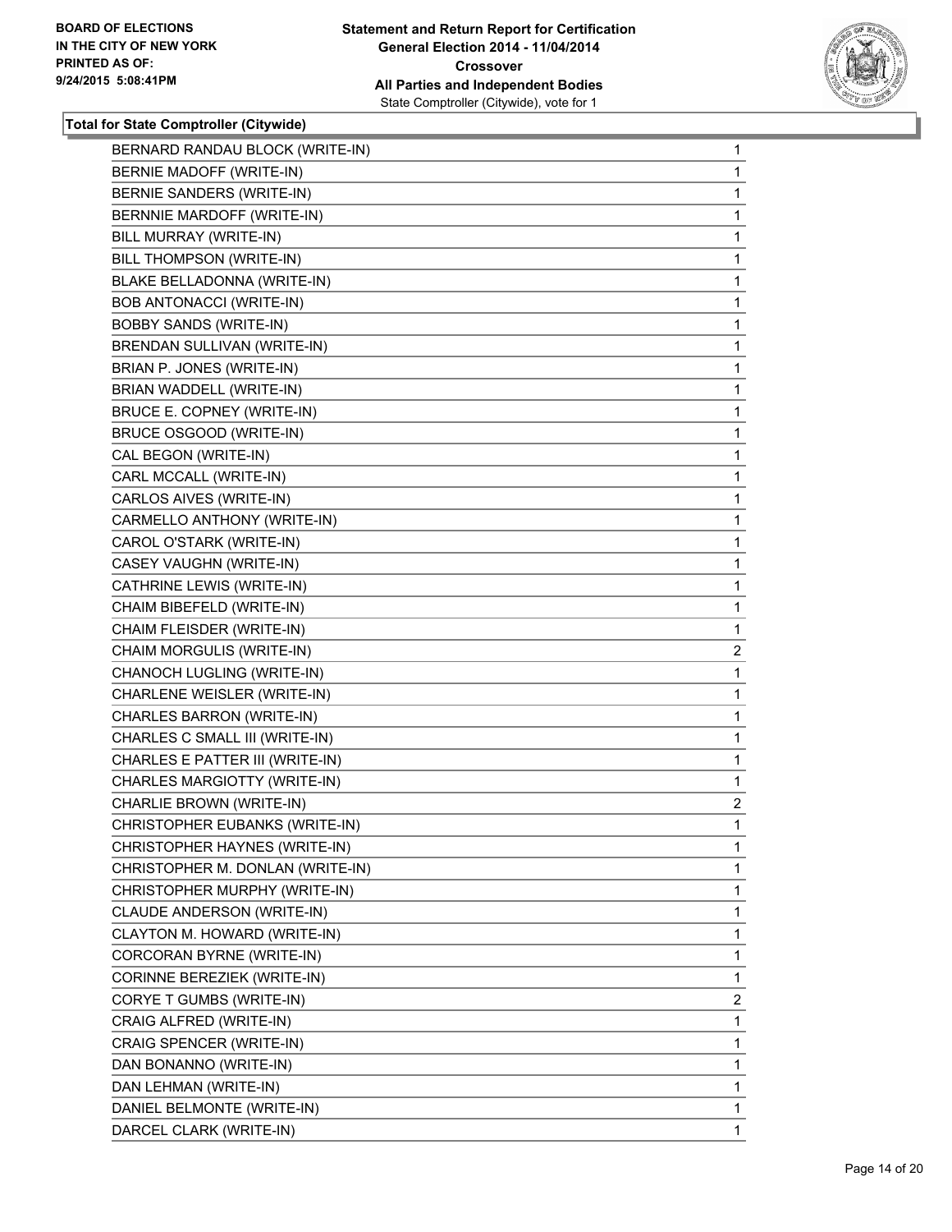**BOARD OF ELECTIONS IN THE CITY OF NEW YORK PRINTED AS OF: 9/24/2015 5:08:41PM**

**Statement and Return Report for Certification General Election 2014 - 11/04/2014 Crossover All Parties and Independent Bodies**
State Comptroller (Citywide), vote for 1

### Total for State Comptroller (Citywide)

| | |
|---|---|
| BERNARD RANDAU BLOCK (WRITE-IN) | 1 |
| BERNIE MADOFF (WRITE-IN) | 1 |
| BERNIE SANDERS (WRITE-IN) | 1 |
| BERNNIE MARDOFF (WRITE-IN) | 1 |
| BILL MURRAY (WRITE-IN) | 1 |
| BILL THOMPSON (WRITE-IN) | 1 |
| BLAKE BELLADONNA (WRITE-IN) | 1 |
| BOB ANTONACCI (WRITE-IN) | 1 |
| BOBBY SANDS (WRITE-IN) | 1 |
| BRENDAN SULLIVAN (WRITE-IN) | 1 |
| BRIAN P. JONES (WRITE-IN) | 1 |
| BRIAN WADDELL (WRITE-IN) | 1 |
| BRUCE E. COPNEY (WRITE-IN) | 1 |
| BRUCE OSGOOD (WRITE-IN) | 1 |
| CAL BEGON (WRITE-IN) | 1 |
| CARL MCCALL (WRITE-IN) | 1 |
| CARLOS AIVES (WRITE-IN) | 1 |
| CARMELLO ANTHONY (WRITE-IN) | 1 |
| CAROL O'STARK (WRITE-IN) | 1 |
| CASEY VAUGHN (WRITE-IN) | 1 |
| CATHRINE LEWIS (WRITE-IN) | 1 |
| CHAIM BIBEFELD (WRITE-IN) | 1 |
| CHAIM FLEISDER (WRITE-IN) | 1 |
| CHAIM MORGULIS (WRITE-IN) | 2 |
| CHANOCH LUGLING (WRITE-IN) | 1 |
| CHARLENE WEISLER (WRITE-IN) | 1 |
| CHARLES BARRON (WRITE-IN) | 1 |
| CHARLES C SMALL III (WRITE-IN) | 1 |
| CHARLES E PATTER III (WRITE-IN) | 1 |
| CHARLES MARGIOTTY (WRITE-IN) | 1 |
| CHARLIE BROWN (WRITE-IN) | 2 |
| CHRISTOPHER EUBANKS (WRITE-IN) | 1 |
| CHRISTOPHER HAYNES (WRITE-IN) | 1 |
| CHRISTOPHER M. DONLAN (WRITE-IN) | 1 |
| CHRISTOPHER MURPHY (WRITE-IN) | 1 |
| CLAUDE ANDERSON (WRITE-IN) | 1 |
| CLAYTON M. HOWARD (WRITE-IN) | 1 |
| CORCORAN BYRNE (WRITE-IN) | 1 |
| CORINNE BEREZIEK (WRITE-IN) | 1 |
| CORYE T GUMBS (WRITE-IN) | 2 |
| CRAIG ALFRED (WRITE-IN) | 1 |
| CRAIG SPENCER (WRITE-IN) | 1 |
| DAN BONANNO (WRITE-IN) | 1 |
| DAN LEHMAN (WRITE-IN) | 1 |
| DANIEL BELMONTE (WRITE-IN) | 1 |
| DARCEL CLARK (WRITE-IN) | 1 |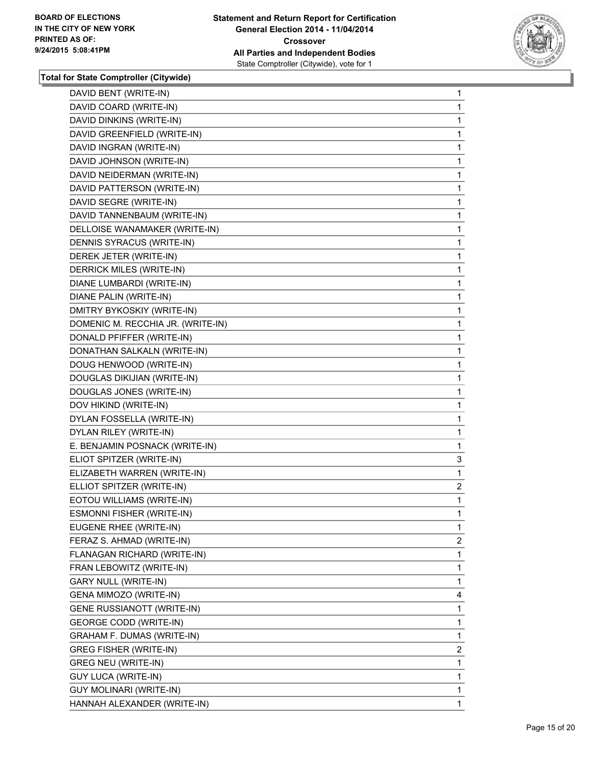**BOARD OF ELECTIONS IN THE CITY OF NEW YORK PRINTED AS OF: 9/24/2015 5:08:41PM**

**Statement and Return Report for Certification General Election 2014 - 11/04/2014 Crossover All Parties and Independent Bodies**
State Comptroller (Citywide), vote for 1

### Total for State Comptroller (Citywide)

| | |
|---|---|
| DAVID BENT (WRITE-IN) | 1 |
| DAVID COARD (WRITE-IN) | 1 |
| DAVID DINKINS (WRITE-IN) | 1 |
| DAVID GREENFIELD (WRITE-IN) | 1 |
| DAVID INGRAN (WRITE-IN) | 1 |
| DAVID JOHNSON (WRITE-IN) | 1 |
| DAVID NEIDERMAN (WRITE-IN) | 1 |
| DAVID PATTERSON (WRITE-IN) | 1 |
| DAVID SEGRE (WRITE-IN) | 1 |
| DAVID TANNENBAUM (WRITE-IN) | 1 |
| DELLOISE WANAMAKER (WRITE-IN) | 1 |
| DENNIS SYRACUS (WRITE-IN) | 1 |
| DEREK JETER (WRITE-IN) | 1 |
| DERRICK MILES (WRITE-IN) | 1 |
| DIANE LUMBARDI (WRITE-IN) | 1 |
| DIANE PALIN (WRITE-IN) | 1 |
| DMITRY BYKOSKIY (WRITE-IN) | 1 |
| DOMENIC M. RECCHIA JR. (WRITE-IN) | 1 |
| DONALD PFIFFER (WRITE-IN) | 1 |
| DONATHAN SALKALN (WRITE-IN) | 1 |
| DOUG HENWOOD (WRITE-IN) | 1 |
| DOUGLAS DIKIJIAN (WRITE-IN) | 1 |
| DOUGLAS JONES (WRITE-IN) | 1 |
| DOV HIKIND (WRITE-IN) | 1 |
| DYLAN FOSSELLA (WRITE-IN) | 1 |
| DYLAN RILEY (WRITE-IN) | 1 |
| E. BENJAMIN POSNACK (WRITE-IN) | 1 |
| ELIOT SPITZER (WRITE-IN) | 3 |
| ELIZABETH WARREN (WRITE-IN) | 1 |
| ELLIOT SPITZER (WRITE-IN) | 2 |
| EOTOU WILLIAMS (WRITE-IN) | 1 |
| ESMONNI FISHER (WRITE-IN) | 1 |
| EUGENE RHEE (WRITE-IN) | 1 |
| FERAZ S. AHMAD (WRITE-IN) | 2 |
| FLANAGAN RICHARD (WRITE-IN) | 1 |
| FRAN LEBOWITZ (WRITE-IN) | 1 |
| GARY NULL (WRITE-IN) | 1 |
| GENA MIMOZO (WRITE-IN) | 4 |
| GENE RUSSIANOTT (WRITE-IN) | 1 |
| GEORGE CODD (WRITE-IN) | 1 |
| GRAHAM F. DUMAS (WRITE-IN) | 1 |
| GREG FISHER (WRITE-IN) | 2 |
| GREG NEU (WRITE-IN) | 1 |
| GUY LUCA (WRITE-IN) | 1 |
| GUY MOLINARI (WRITE-IN) | 1 |
| HANNAH ALEXANDER (WRITE-IN) | 1 |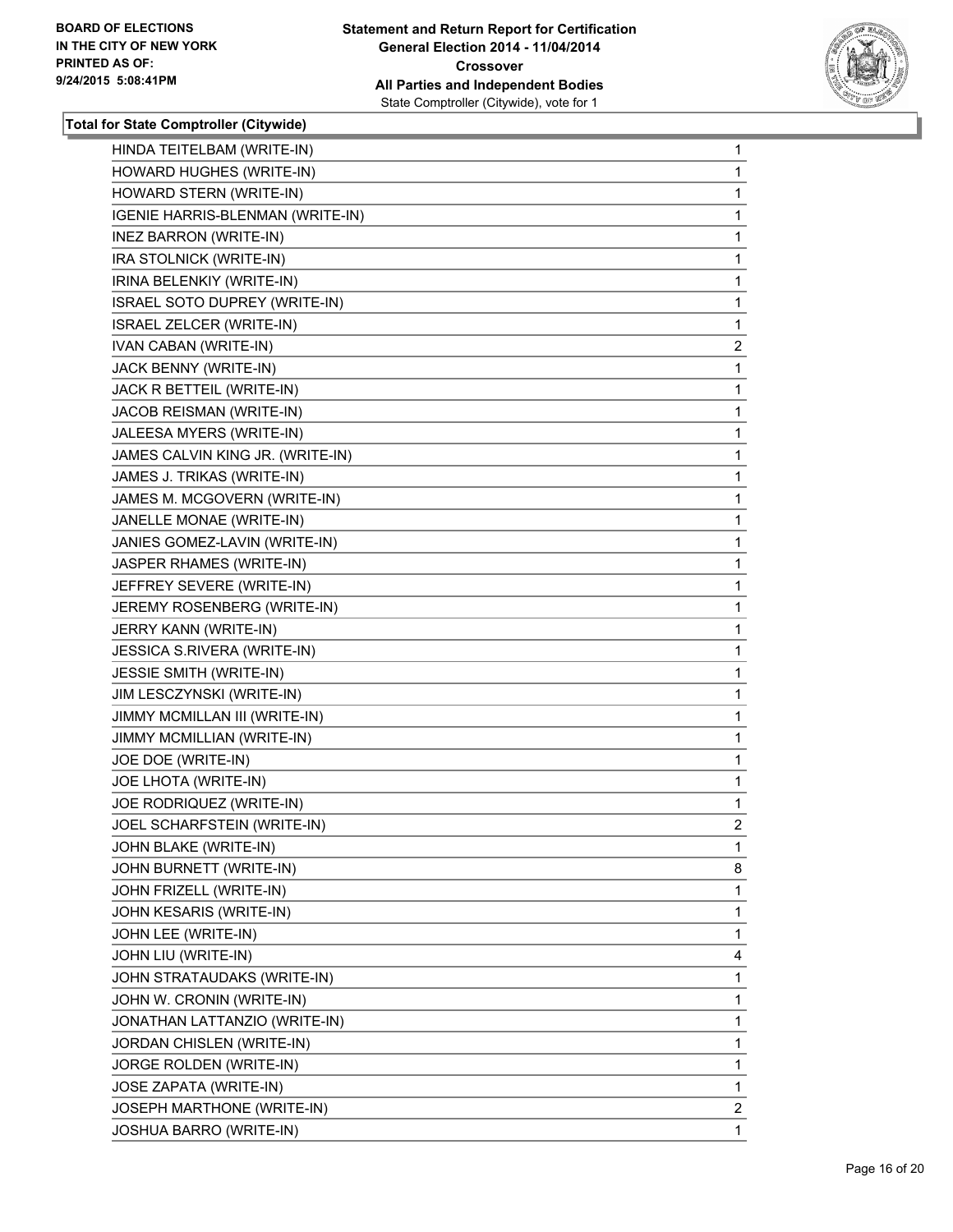**BOARD OF ELECTIONS IN THE CITY OF NEW YORK PRINTED AS OF: 9/24/2015 5:08:41PM**

**Statement and Return Report for Certification General Election 2014 - 11/04/2014 Crossover All Parties and Independent Bodies**
State Comptroller (Citywide), vote for 1

**Total for State Comptroller (Citywide)**

| | |
|---|---|
| HINDA TEITELBAM (WRITE-IN) | 1 |
| HOWARD HUGHES (WRITE-IN) | 1 |
| HOWARD STERN (WRITE-IN) | 1 |
| IGENIE HARRIS-BLENMAN (WRITE-IN) | 1 |
| INEZ BARRON (WRITE-IN) | 1 |
| IRA STOLNICK (WRITE-IN) | 1 |
| IRINA BELENKIY (WRITE-IN) | 1 |
| ISRAEL SOTO DUPREY (WRITE-IN) | 1 |
| ISRAEL ZELCER (WRITE-IN) | 1 |
| IVAN CABAN (WRITE-IN) | 2 |
| JACK BENNY (WRITE-IN) | 1 |
| JACK R BETTEIL (WRITE-IN) | 1 |
| JACOB REISMAN (WRITE-IN) | 1 |
| JALEESA MYERS (WRITE-IN) | 1 |
| JAMES CALVIN KING JR. (WRITE-IN) | 1 |
| JAMES J. TRIKAS (WRITE-IN) | 1 |
| JAMES M. MCGOVERN (WRITE-IN) | 1 |
| JANELLE MONAE (WRITE-IN) | 1 |
| JANIES GOMEZ-LAVIN (WRITE-IN) | 1 |
| JASPER RHAMES (WRITE-IN) | 1 |
| JEFFREY SEVERE (WRITE-IN) | 1 |
| JEREMY ROSENBERG (WRITE-IN) | 1 |
| JERRY KANN (WRITE-IN) | 1 |
| JESSICA S.RIVERA (WRITE-IN) | 1 |
| JESSIE SMITH (WRITE-IN) | 1 |
| JIM LESCZYNSKI (WRITE-IN) | 1 |
| JIMMY MCMILLAN III (WRITE-IN) | 1 |
| JIMMY MCMILLIAN (WRITE-IN) | 1 |
| JOE DOE (WRITE-IN) | 1 |
| JOE LHOTA (WRITE-IN) | 1 |
| JOE RODRIQUEZ (WRITE-IN) | 1 |
| JOEL SCHARFSTEIN (WRITE-IN) | 2 |
| JOHN BLAKE (WRITE-IN) | 1 |
| JOHN BURNETT (WRITE-IN) | 8 |
| JOHN FRIZELL (WRITE-IN) | 1 |
| JOHN KESARIS (WRITE-IN) | 1 |
| JOHN LEE (WRITE-IN) | 1 |
| JOHN LIU (WRITE-IN) | 4 |
| JOHN STRATAUDAKS (WRITE-IN) | 1 |
| JOHN W. CRONIN (WRITE-IN) | 1 |
| JONATHAN LATTANZIO (WRITE-IN) | 1 |
| JORDAN CHISLEN (WRITE-IN) | 1 |
| JORGE ROLDEN (WRITE-IN) | 1 |
| JOSE ZAPATA (WRITE-IN) | 1 |
| JOSEPH MARTHONE (WRITE-IN) | 2 |
| JOSHUA BARRO (WRITE-IN) | 1 |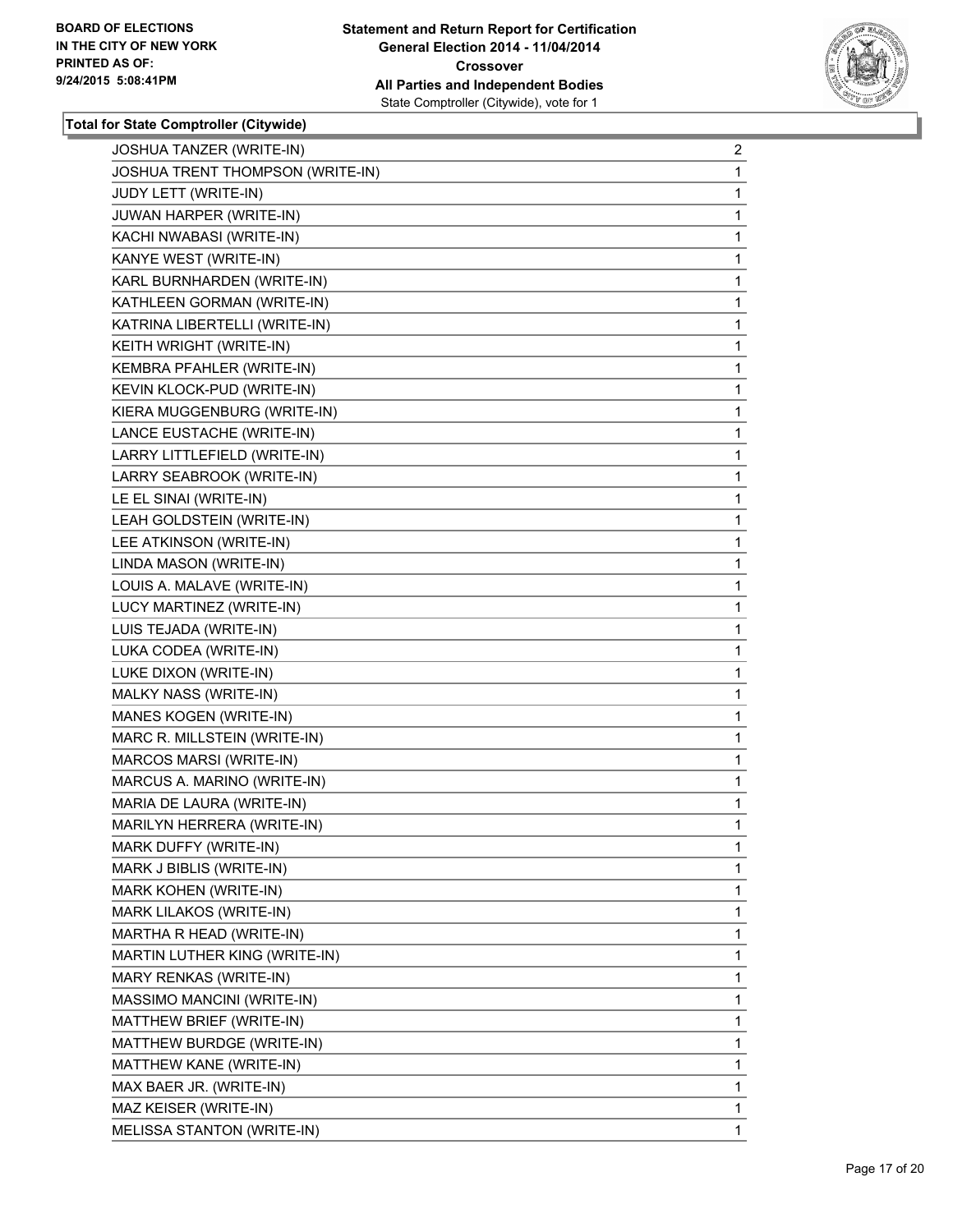BOARD OF ELECTIONS
IN THE CITY OF NEW YORK
PRINTED AS OF:
9/24/2015 5:08:41PM

**Statement and Return Report for Certification**
**General Election 2014 - 11/04/2014**
**Crossover**
**All Parties and Independent Bodies**
State Comptroller (Citywide), vote for 1

**Total for State Comptroller (Citywide)**

| | |
|---|---|
| JOSHUA TANZER (WRITE-IN) | 2 |
| JOSHUA TRENT THOMPSON (WRITE-IN) | 1 |
| JUDY LETT (WRITE-IN) | 1 |
| JUWAN HARPER (WRITE-IN) | 1 |
| KACHI NWABASI (WRITE-IN) | 1 |
| KANYE WEST (WRITE-IN) | 1 |
| KARL BURNHARDEN (WRITE-IN) | 1 |
| KATHLEEN GORMAN (WRITE-IN) | 1 |
| KATRINA LIBERTELLI (WRITE-IN) | 1 |
| KEITH WRIGHT (WRITE-IN) | 1 |
| KEMBRA PFAHLER (WRITE-IN) | 1 |
| KEVIN KLOCK-PUD (WRITE-IN) | 1 |
| KIERA MUGGENBURG (WRITE-IN) | 1 |
| LANCE EUSTACHE (WRITE-IN) | 1 |
| LARRY LITTLEFIELD (WRITE-IN) | 1 |
| LARRY SEABROOK (WRITE-IN) | 1 |
| LE EL SINAI (WRITE-IN) | 1 |
| LEAH GOLDSTEIN (WRITE-IN) | 1 |
| LEE ATKINSON (WRITE-IN) | 1 |
| LINDA MASON (WRITE-IN) | 1 |
| LOUIS A. MALAVE (WRITE-IN) | 1 |
| LUCY MARTINEZ (WRITE-IN) | 1 |
| LUIS TEJADA (WRITE-IN) | 1 |
| LUKA CODEA (WRITE-IN) | 1 |
| LUKE DIXON (WRITE-IN) | 1 |
| MALKY NASS (WRITE-IN) | 1 |
| MANES KOGEN (WRITE-IN) | 1 |
| MARC R. MILLSTEIN (WRITE-IN) | 1 |
| MARCOS MARSI (WRITE-IN) | 1 |
| MARCUS A. MARINO (WRITE-IN) | 1 |
| MARIA DE LAURA (WRITE-IN) | 1 |
| MARILYN HERRERA (WRITE-IN) | 1 |
| MARK DUFFY (WRITE-IN) | 1 |
| MARK J BIBLIS (WRITE-IN) | 1 |
| MARK KOHEN (WRITE-IN) | 1 |
| MARK LILAKOS (WRITE-IN) | 1 |
| MARTHA R HEAD (WRITE-IN) | 1 |
| MARTIN LUTHER KING (WRITE-IN) | 1 |
| MARY RENKAS (WRITE-IN) | 1 |
| MASSIMO MANCINI (WRITE-IN) | 1 |
| MATTHEW BRIEF (WRITE-IN) | 1 |
| MATTHEW BURDGE (WRITE-IN) | 1 |
| MATTHEW KANE (WRITE-IN) | 1 |
| MAX BAER JR. (WRITE-IN) | 1 |
| MAZ KEISER (WRITE-IN) | 1 |
| MELISSA STANTON (WRITE-IN) | 1 |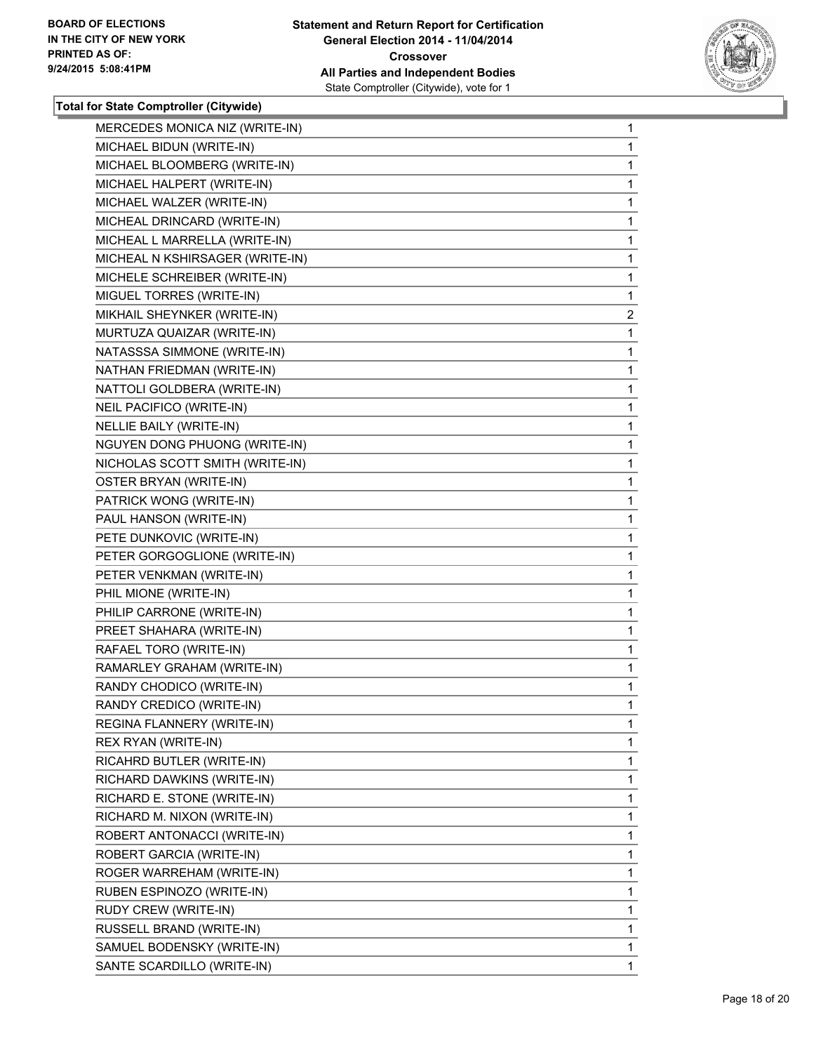**Total for State Comptroller (Citywide)**

| | |
|---|---|
| MERCEDES MONICA NIZ (WRITE-IN) | 1 |
| MICHAEL BIDUN (WRITE-IN) | 1 |
| MICHAEL BLOOMBERG (WRITE-IN) | 1 |
| MICHAEL HALPERT (WRITE-IN) | 1 |
| MICHAEL WALZER (WRITE-IN) | 1 |
| MICHEAL DRINCARD (WRITE-IN) | 1 |
| MICHEAL L MARRELLA (WRITE-IN) | 1 |
| MICHEAL N KSHIRSAGER (WRITE-IN) | 1 |
| MICHELE SCHREIBER (WRITE-IN) | 1 |
| MIGUEL TORRES (WRITE-IN) | 1 |
| MIKHAIL SHEYNKER (WRITE-IN) | 2 |
| MURTUZA QUAIZAR (WRITE-IN) | 1 |
| NATASSSA SIMMONE (WRITE-IN) | 1 |
| NATHAN FRIEDMAN (WRITE-IN) | 1 |
| NATTOLI GOLDBERA (WRITE-IN) | 1 |
| NEIL PACIFICO (WRITE-IN) | 1 |
| NELLIE BAILY (WRITE-IN) | 1 |
| NGUYEN DONG PHUONG (WRITE-IN) | 1 |
| NICHOLAS SCOTT SMITH (WRITE-IN) | 1 |
| OSTER BRYAN (WRITE-IN) | 1 |
| PATRICK WONG (WRITE-IN) | 1 |
| PAUL HANSON (WRITE-IN) | 1 |
| PETE DUNKOVIC (WRITE-IN) | 1 |
| PETER GORGOGLIONE (WRITE-IN) | 1 |
| PETER VENKMAN (WRITE-IN) | 1 |
| PHIL MIONE (WRITE-IN) | 1 |
| PHILIP CARRONE (WRITE-IN) | 1 |
| PREET SHAHARA (WRITE-IN) | 1 |
| RAFAEL TORO (WRITE-IN) | 1 |
| RAMARLEY GRAHAM (WRITE-IN) | 1 |
| RANDY CHODICO (WRITE-IN) | 1 |
| RANDY CREDICO (WRITE-IN) | 1 |
| REGINA FLANNERY (WRITE-IN) | 1 |
| REX RYAN (WRITE-IN) | 1 |
| RICAHRD BUTLER (WRITE-IN) | 1 |
| RICHARD DAWKINS (WRITE-IN) | 1 |
| RICHARD E. STONE (WRITE-IN) | 1 |
| RICHARD M. NIXON (WRITE-IN) | 1 |
| ROBERT ANTONACCI (WRITE-IN) | 1 |
| ROBERT GARCIA (WRITE-IN) | 1 |
| ROGER WARREHAM (WRITE-IN) | 1 |
| RUBEN ESPINOZO (WRITE-IN) | 1 |
| RUDY CREW (WRITE-IN) | 1 |
| RUSSELL BRAND (WRITE-IN) | 1 |
| SAMUEL BODENSKY (WRITE-IN) | 1 |
| SANTE SCARDILLO (WRITE-IN) | 1 |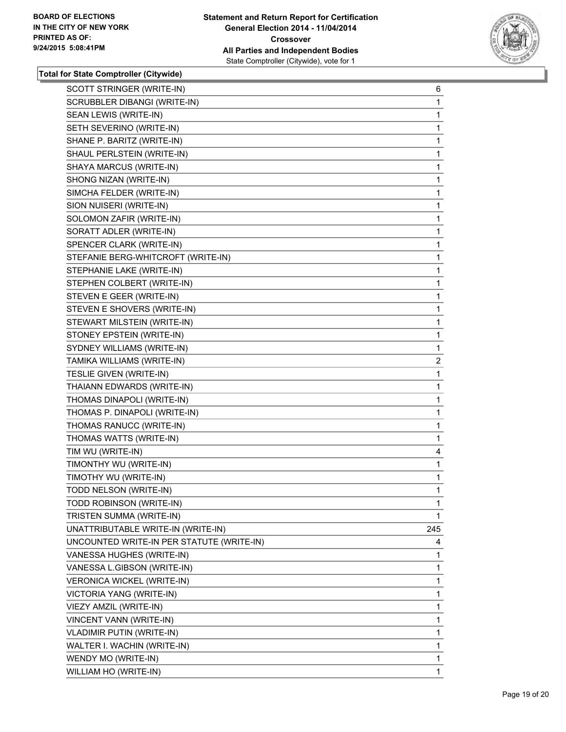BOARD OF ELECTIONS
IN THE CITY OF NEW YORK
PRINTED AS OF:
9/24/2015 5:08:41PM

**Statement and Return Report for Certification**
**General Election 2014 - 11/04/2014**
**Crossover**
**All Parties and Independent Bodies**
State Comptroller (Citywide), vote for 1

### Total for State Comptroller (Citywide)

| Candidate | Votes |
|---|---|
| SCOTT STRINGER (WRITE-IN) | 6 |
| SCRUBBLER DIBANGI (WRITE-IN) | 1 |
| SEAN LEWIS (WRITE-IN) | 1 |
| SETH SEVERINO (WRITE-IN) | 1 |
| SHANE P. BARITZ (WRITE-IN) | 1 |
| SHAUL PERLSTEIN (WRITE-IN) | 1 |
| SHAYA MARCUS (WRITE-IN) | 1 |
| SHONG NIZAN (WRITE-IN) | 1 |
| SIMCHA FELDER (WRITE-IN) | 1 |
| SION NUISERI (WRITE-IN) | 1 |
| SOLOMON ZAFIR (WRITE-IN) | 1 |
| SORATT ADLER (WRITE-IN) | 1 |
| SPENCER CLARK (WRITE-IN) | 1 |
| STEFANIE BERG-WHITCROFT (WRITE-IN) | 1 |
| STEPHANIE LAKE (WRITE-IN) | 1 |
| STEPHEN COLBERT (WRITE-IN) | 1 |
| STEVEN E GEER (WRITE-IN) | 1 |
| STEVEN E SHOVERS (WRITE-IN) | 1 |
| STEWART MILSTEIN (WRITE-IN) | 1 |
| STONEY EPSTEIN (WRITE-IN) | 1 |
| SYDNEY WILLIAMS (WRITE-IN) | 1 |
| TAMIKA WILLIAMS (WRITE-IN) | 2 |
| TESLIE GIVEN (WRITE-IN) | 1 |
| THAIANN EDWARDS (WRITE-IN) | 1 |
| THOMAS DINAPOLI (WRITE-IN) | 1 |
| THOMAS P. DINAPOLI (WRITE-IN) | 1 |
| THOMAS RANUCC (WRITE-IN) | 1 |
| THOMAS WATTS (WRITE-IN) | 1 |
| TIM WU (WRITE-IN) | 4 |
| TIMONTHY WU (WRITE-IN) | 1 |
| TIMOTHY WU (WRITE-IN) | 1 |
| TODD NELSON (WRITE-IN) | 1 |
| TODD ROBINSON (WRITE-IN) | 1 |
| TRISTEN SUMMA (WRITE-IN) | 1 |
| UNATTRIBUTABLE WRITE-IN (WRITE-IN) | 245 |
| UNCOUNTED WRITE-IN PER STATUTE (WRITE-IN) | 4 |
| VANESSA HUGHES (WRITE-IN) | 1 |
| VANESSA L.GIBSON (WRITE-IN) | 1 |
| VERONICA WICKEL (WRITE-IN) | 1 |
| VICTORIA YANG (WRITE-IN) | 1 |
| VIEZY AMZIL (WRITE-IN) | 1 |
| VINCENT VANN (WRITE-IN) | 1 |
| VLADIMIR PUTIN (WRITE-IN) | 1 |
| WALTER I. WACHIN (WRITE-IN) | 1 |
| WENDY MO (WRITE-IN) | 1 |
| WILLIAM HO (WRITE-IN) | 1 |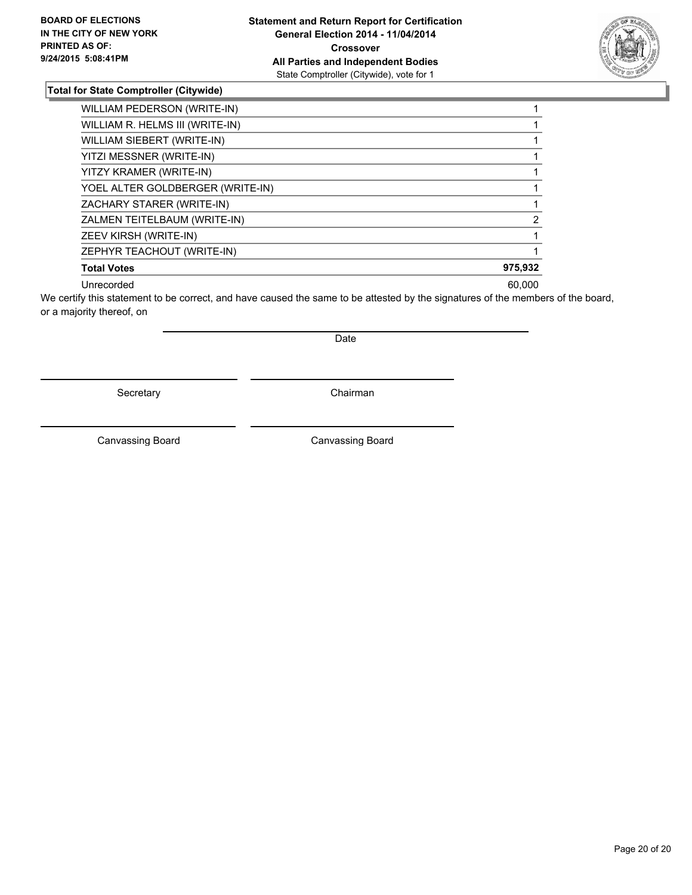**BOARD OF ELECTIONS IN THE CITY OF NEW YORK PRINTED AS OF: 9/24/2015 5:08:41PM**

**Statement and Return Report for Certification**
**General Election 2014 - 11/04/2014**
**Crossover**
**All Parties and Independent Bodies**
State Comptroller (Citywide), vote for 1

### Total for State Comptroller (Citywide)

| | |
|---|---|
| WILLIAM PEDERSON (WRITE-IN) | 1 |
| WILLIAM R. HELMS III (WRITE-IN) | 1 |
| WILLIAM SIEBERT (WRITE-IN) | 1 |
| YITZI MESSNER (WRITE-IN) | 1 |
| YITZY KRAMER (WRITE-IN) | 1 |
| YOEL ALTER GOLDBERGER (WRITE-IN) | 1 |
| ZACHARY STARER (WRITE-IN) | 1 |
| ZALMEN TEITELBAUM (WRITE-IN) | 2 |
| ZEEV KIRSH (WRITE-IN) | 1 |
| ZEPHYR TEACHOUT (WRITE-IN) | 1 |
| **Total Votes** | **975,932** |
| Unrecorded | 60,000 |

We certify this statement to be correct, and have caused the same to be attested by the signatures of the members of the board, or a majority thereof, on

Date

Secretary

Chairman

Canvassing Board

Canvassing Board